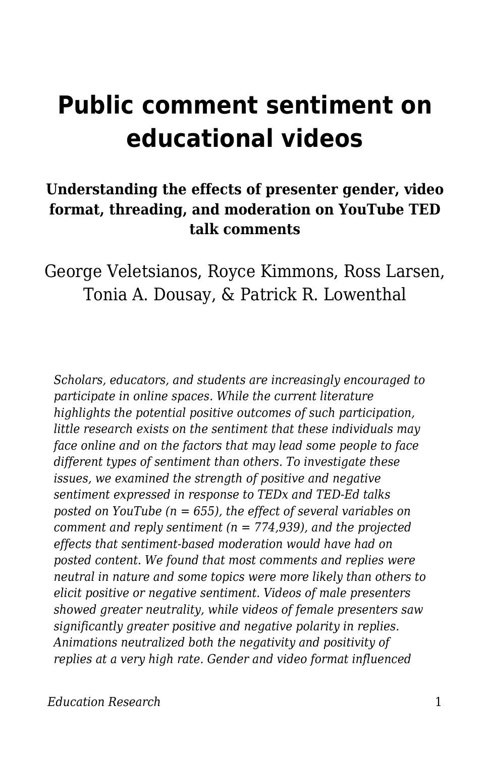# Public comment sentiment on educational videos

### Understanding the effects of presenter gender, video format, threading, and moderation on YouTube TED talk comments

George Veletsianos, Royce Kimmons, Ross Larsen, Tonia A. Dousay, & Patrick R. Lowenthal

*Scholars, educators, and students are increasingly encouraged to participate in online spaces. While the current literature highlights the potential positive outcomes of such participation, little research exists on the sentiment that these individuals may face online and on the factors that may lead some people to face different types of sentiment than others. To investigate these issues, we examined the strength of positive and negative sentiment expressed in response to TEDx and TED-Ed talks posted on YouTube (n = 655), the effect of several variables on comment and reply sentiment (n = 774,939), and the projected effects that sentiment-based moderation would have had on posted content. We found that most comments and replies were neutral in nature and some topics were more likely than others to elicit positive or negative sentiment. Videos of male presenters showed greater neutrality, while videos of female presenters saw significantly greater positive and negative polarity in replies. Animations neutralized both the negativity and positivity of replies at a very high rate. Gender and video format influenced*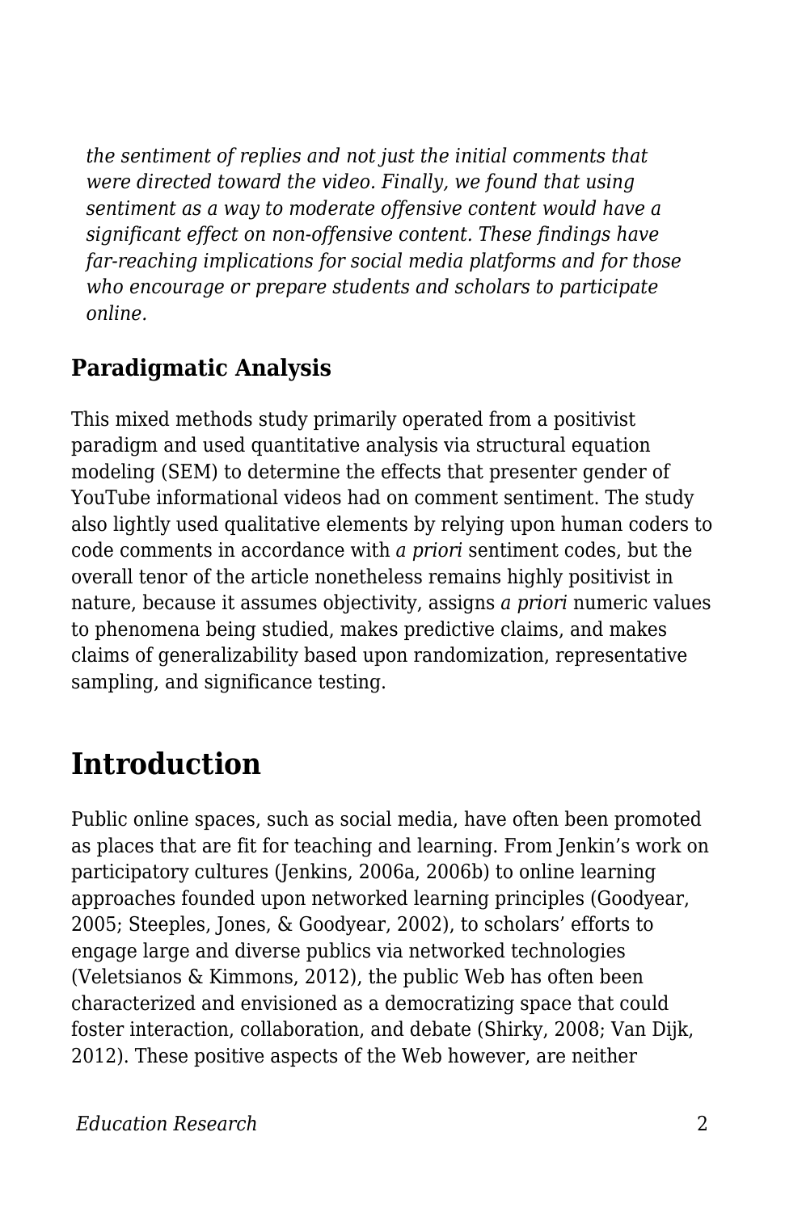*the sentiment of replies and not just the initial comments that were directed toward the video. Finally, we found that using sentiment as a way to moderate offensive content would have a significant effect on non-offensive content. These findings have far-reaching implications for social media platforms and for those who encourage or prepare students and scholars to participate online.*

### Paradigmatic Analysis

This mixed methods study primarily operated from a positivist paradigm and used quantitative analysis via structural equation modeling (SEM) to determine the effects that presenter gender of YouTube informational videos had on comment sentiment. The study also lightly used qualitative elements by relying upon human coders to code comments in accordance with *a priori* sentiment codes, but the overall tenor of the article nonetheless remains highly positivist in nature, because it assumes objectivity, assigns *a priori* numeric values to phenomena being studied, makes predictive claims, and makes claims of generalizability based upon randomization, representative sampling, and significance testing.

## Introduction

Public online spaces, such as social media, have often been promoted as places that are fit for teaching and learning. From Jenkin's work on participatory cultures (Jenkins, 2006a, 2006b) to online learning approaches founded upon networked learning principles (Goodyear, 2005; Steeples, Jones, & Goodyear, 2002), to scholars' efforts to engage large and diverse publics via networked technologies (Veletsianos & Kimmons, 2012), the public Web has often been characterized and envisioned as a democratizing space that could foster interaction, collaboration, and debate (Shirky, 2008; Van Dijk, 2012). These positive aspects of the Web however, are neither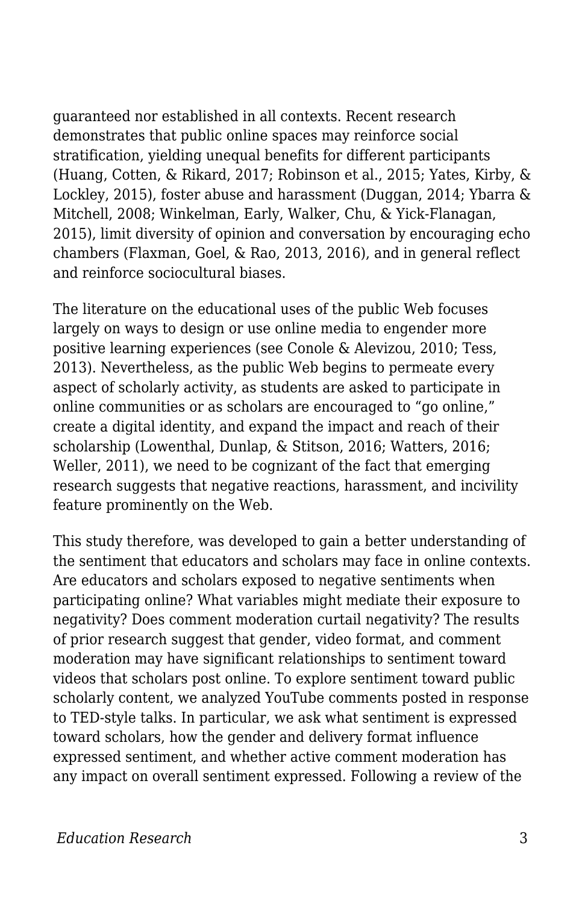guaranteed nor established in all contexts. Recent research demonstrates that public online spaces may reinforce social stratification, yielding unequal benefits for different participants (Huang, Cotten, & Rikard, 2017; Robinson et al., 2015; Yates, Kirby, & Lockley, 2015), foster abuse and harassment (Duggan, 2014; Ybarra & Mitchell, 2008; Winkelman, Early, Walker, Chu, & Yick-Flanagan, 2015), limit diversity of opinion and conversation by encouraging echo chambers (Flaxman, Goel, & Rao, 2013, 2016), and in general reflect and reinforce sociocultural biases.

The literature on the educational uses of the public Web focuses largely on ways to design or use online media to engender more positive learning experiences (see Conole & Alevizou, 2010; Tess, 2013). Nevertheless, as the public Web begins to permeate every aspect of scholarly activity, as students are asked to participate in online communities or as scholars are encouraged to "go online," create a digital identity, and expand the impact and reach of their scholarship (Lowenthal, Dunlap, & Stitson, 2016; Watters, 2016; Weller, 2011), we need to be cognizant of the fact that emerging research suggests that negative reactions, harassment, and incivility feature prominently on the Web.

This study therefore, was developed to gain a better understanding of the sentiment that educators and scholars may face in online contexts. Are educators and scholars exposed to negative sentiments when participating online? What variables might mediate their exposure to negativity? Does comment moderation curtail negativity? The results of prior research suggest that gender, video format, and comment moderation may have significant relationships to sentiment toward videos that scholars post online. To explore sentiment toward public scholarly content, we analyzed YouTube comments posted in response to TED-style talks. In particular, we ask what sentiment is expressed toward scholars, how the gender and delivery format influence expressed sentiment, and whether active comment moderation has any impact on overall sentiment expressed. Following a review of the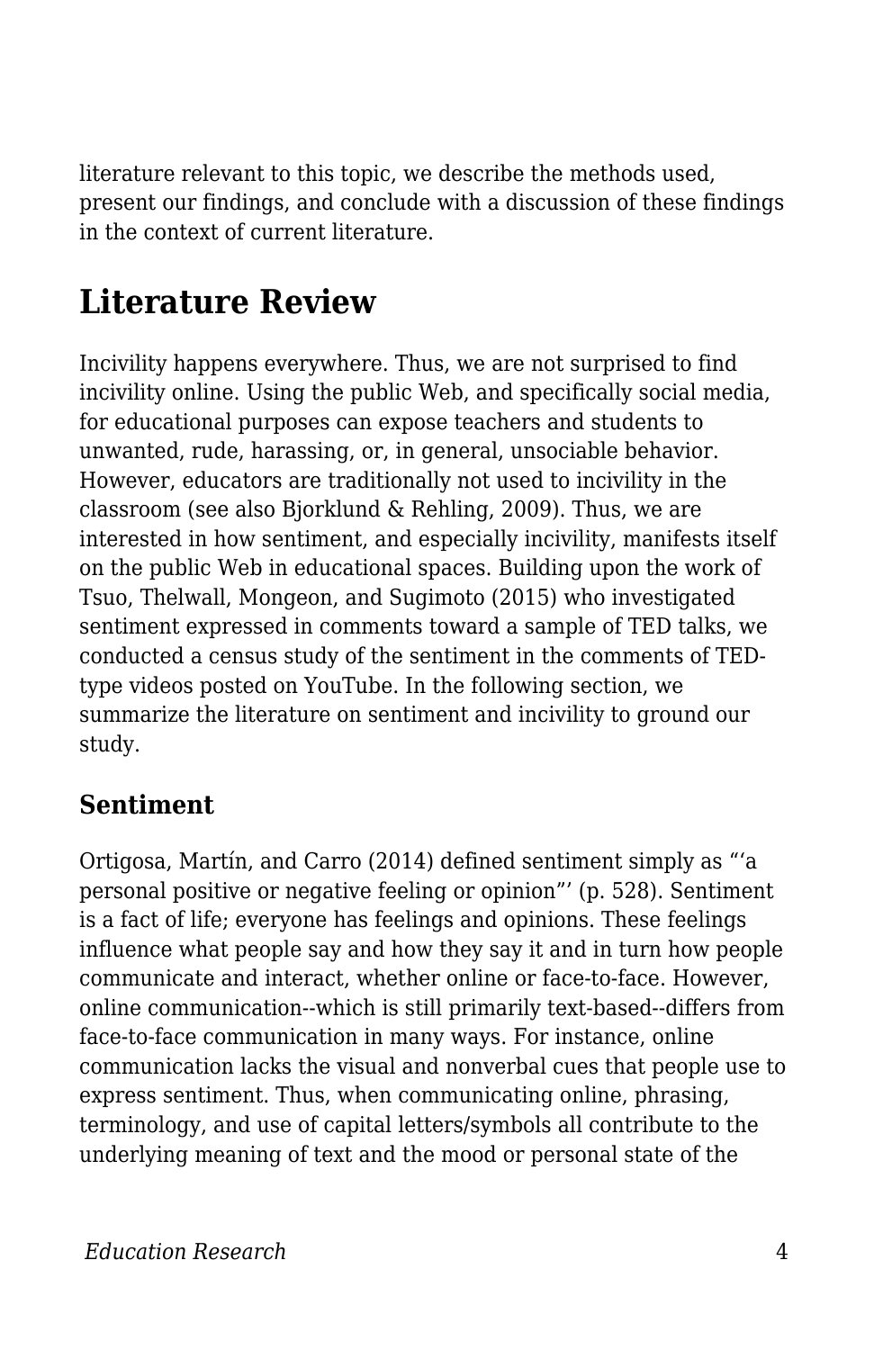literature relevant to this topic, we describe the methods used, present our findings, and conclude with a discussion of these findings in the context of current literature.

## Literature Review

Incivility happens everywhere. Thus, we are not surprised to find incivility online. Using the public Web, and specifically social media, for educational purposes can expose teachers and students to unwanted, rude, harassing, or, in general, unsociable behavior. However, educators are traditionally not used to incivility in the classroom (see also Bjorklund & Rehling, 2009). Thus, we are interested in how sentiment, and especially incivility, manifests itself on the public Web in educational spaces. Building upon the work of Tsuo, Thelwall, Mongeon, and Sugimoto (2015) who investigated sentiment expressed in comments toward a sample of TED talks, we conducted a census study of the sentiment in the comments of TED-type videos posted on YouTube. In the following section, we summarize the literature on sentiment and incivility to ground our study.

### Sentiment

Ortigosa, Martín, and Carro (2014) defined sentiment simply as "'a personal positive or negative feeling or opinion"' (p. 528). Sentiment is a fact of life; everyone has feelings and opinions. These feelings influence what people say and how they say it and in turn how people communicate and interact, whether online or face-to-face. However, online communication--which is still primarily text-based--differs from face-to-face communication in many ways. For instance, online communication lacks the visual and nonverbal cues that people use to express sentiment. Thus, when communicating online, phrasing, terminology, and use of capital letters/symbols all contribute to the underlying meaning of text and the mood or personal state of the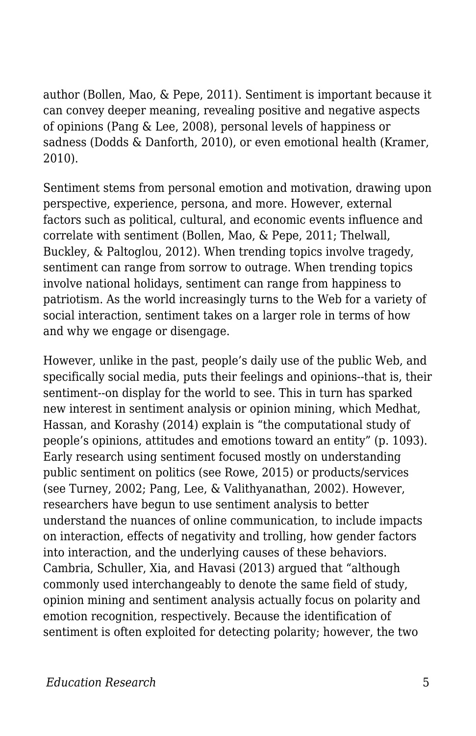author (Bollen, Mao, & Pepe, 2011). Sentiment is important because it can convey deeper meaning, revealing positive and negative aspects of opinions (Pang & Lee, 2008), personal levels of happiness or sadness (Dodds & Danforth, 2010), or even emotional health (Kramer, 2010).

Sentiment stems from personal emotion and motivation, drawing upon perspective, experience, persona, and more. However, external factors such as political, cultural, and economic events influence and correlate with sentiment (Bollen, Mao, & Pepe, 2011; Thelwall, Buckley, & Paltoglou, 2012). When trending topics involve tragedy, sentiment can range from sorrow to outrage. When trending topics involve national holidays, sentiment can range from happiness to patriotism. As the world increasingly turns to the Web for a variety of social interaction, sentiment takes on a larger role in terms of how and why we engage or disengage.

However, unlike in the past, people's daily use of the public Web, and specifically social media, puts their feelings and opinions--that is, their sentiment--on display for the world to see. This in turn has sparked new interest in sentiment analysis or opinion mining, which Medhat, Hassan, and Korashy (2014) explain is "the computational study of people's opinions, attitudes and emotions toward an entity" (p. 1093). Early research using sentiment focused mostly on understanding public sentiment on politics (see Rowe, 2015) or products/services (see Turney, 2002; Pang, Lee, & Valithyanathan, 2002). However, researchers have begun to use sentiment analysis to better understand the nuances of online communication, to include impacts on interaction, effects of negativity and trolling, how gender factors into interaction, and the underlying causes of these behaviors. Cambria, Schuller, Xia, and Havasi (2013) argued that "although commonly used interchangeably to denote the same field of study, opinion mining and sentiment analysis actually focus on polarity and emotion recognition, respectively. Because the identification of sentiment is often exploited for detecting polarity; however, the two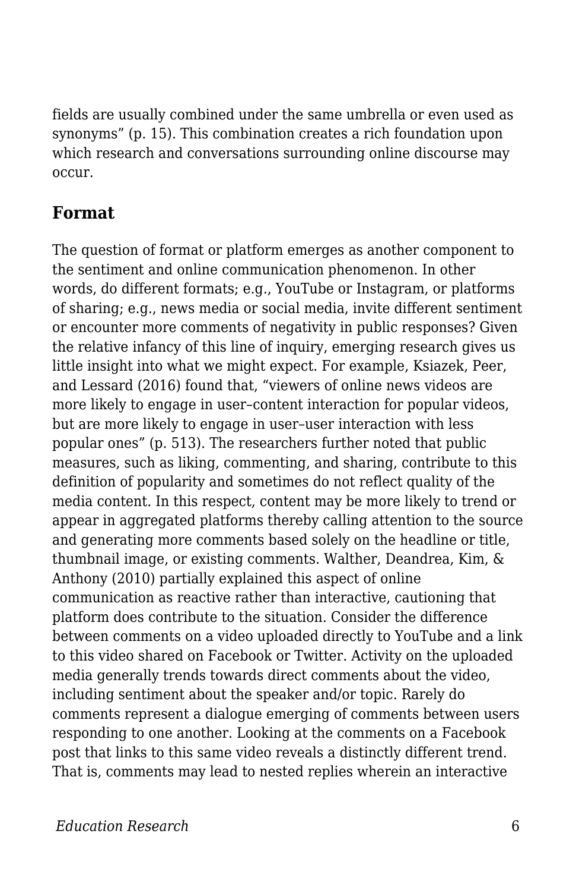fields are usually combined under the same umbrella or even used as synonyms" (p. 15). This combination creates a rich foundation upon which research and conversations surrounding online discourse may occur.

## Format

The question of format or platform emerges as another component to the sentiment and online communication phenomenon. In other words, do different formats; e.g., YouTube or Instagram, or platforms of sharing; e.g., news media or social media, invite different sentiment or encounter more comments of negativity in public responses? Given the relative infancy of this line of inquiry, emerging research gives us little insight into what we might expect. For example, Ksiazek, Peer, and Lessard (2016) found that, "viewers of online news videos are more likely to engage in user–content interaction for popular videos, but are more likely to engage in user–user interaction with less popular ones" (p. 513). The researchers further noted that public measures, such as liking, commenting, and sharing, contribute to this definition of popularity and sometimes do not reflect quality of the media content. In this respect, content may be more likely to trend or appear in aggregated platforms thereby calling attention to the source and generating more comments based solely on the headline or title, thumbnail image, or existing comments. Walther, Deandrea, Kim, & Anthony (2010) partially explained this aspect of online communication as reactive rather than interactive, cautioning that platform does contribute to the situation. Consider the difference between comments on a video uploaded directly to YouTube and a link to this video shared on Facebook or Twitter. Activity on the uploaded media generally trends towards direct comments about the video, including sentiment about the speaker and/or topic. Rarely do comments represent a dialogue emerging of comments between users responding to one another. Looking at the comments on a Facebook post that links to this same video reveals a distinctly different trend. That is, comments may lead to nested replies wherein an interactive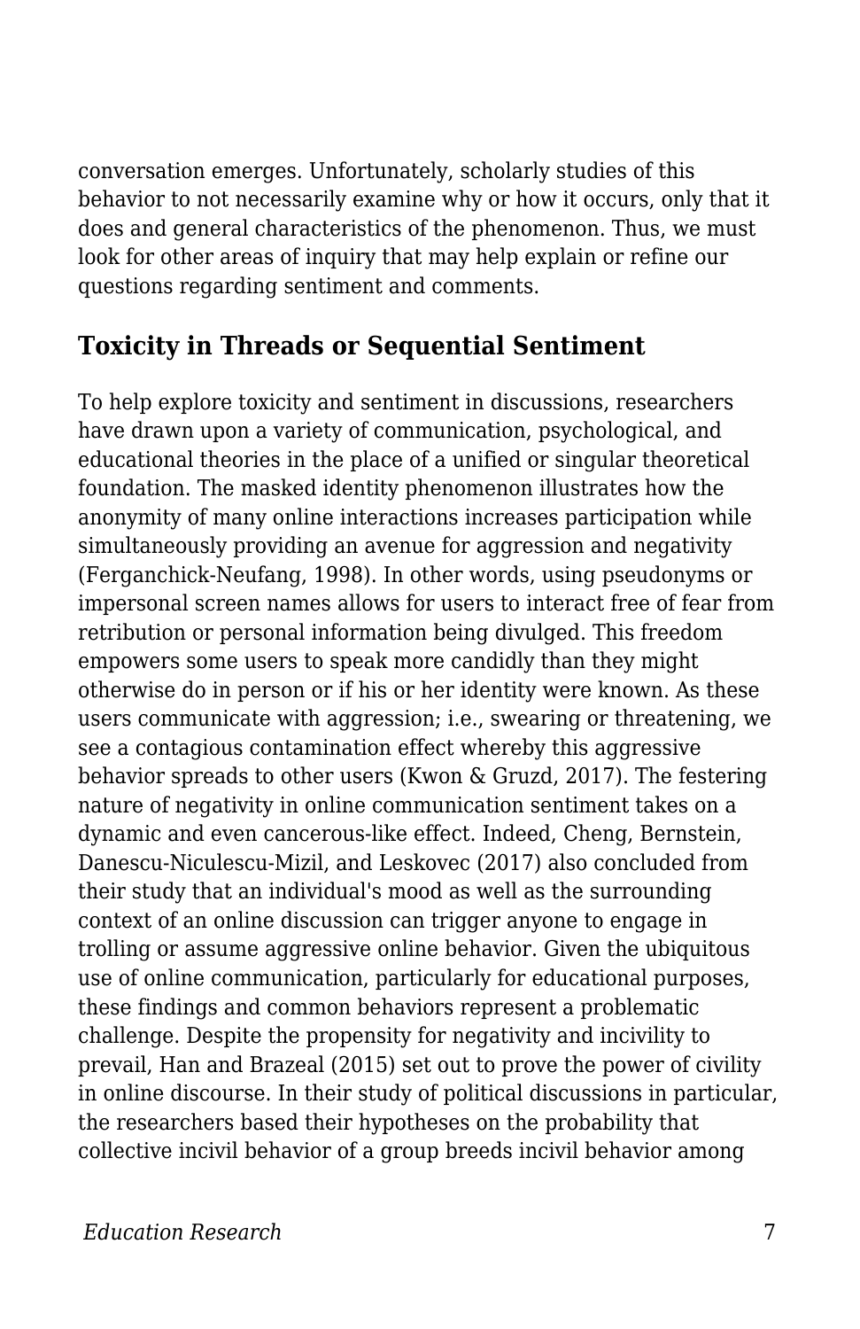conversation emerges. Unfortunately, scholarly studies of this behavior to not necessarily examine why or how it occurs, only that it does and general characteristics of the phenomenon. Thus, we must look for other areas of inquiry that may help explain or refine our questions regarding sentiment and comments.

## Toxicity in Threads or Sequential Sentiment

To help explore toxicity and sentiment in discussions, researchers have drawn upon a variety of communication, psychological, and educational theories in the place of a unified or singular theoretical foundation. The masked identity phenomenon illustrates how the anonymity of many online interactions increases participation while simultaneously providing an avenue for aggression and negativity (Ferganchick-Neufang, 1998). In other words, using pseudonyms or impersonal screen names allows for users to interact free of fear from retribution or personal information being divulged. This freedom empowers some users to speak more candidly than they might otherwise do in person or if his or her identity were known. As these users communicate with aggression; i.e., swearing or threatening, we see a contagious contamination effect whereby this aggressive behavior spreads to other users (Kwon & Gruzd, 2017). The festering nature of negativity in online communication sentiment takes on a dynamic and even cancerous-like effect. Indeed, Cheng, Bernstein, Danescu-Niculescu-Mizil, and Leskovec (2017) also concluded from their study that an individual's mood as well as the surrounding context of an online discussion can trigger anyone to engage in trolling or assume aggressive online behavior. Given the ubiquitous use of online communication, particularly for educational purposes, these findings and common behaviors represent a problematic challenge. Despite the propensity for negativity and incivility to prevail, Han and Brazeal (2015) set out to prove the power of civility in online discourse. In their study of political discussions in particular, the researchers based their hypotheses on the probability that collective incivil behavior of a group breeds incivil behavior among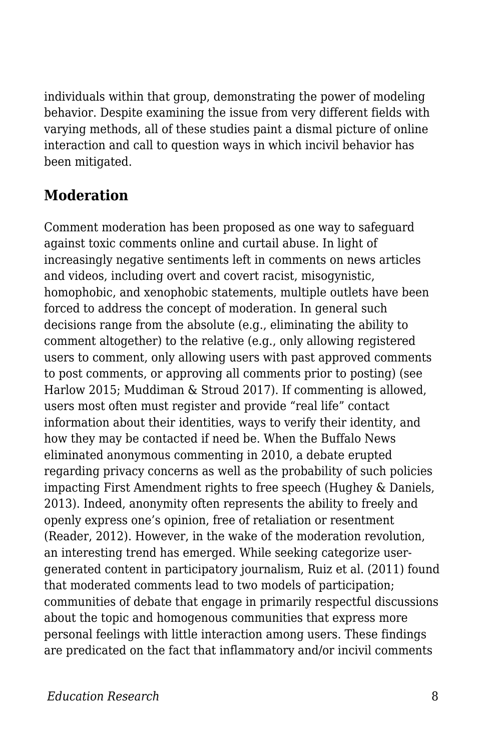individuals within that group, demonstrating the power of modeling behavior. Despite examining the issue from very different fields with varying methods, all of these studies paint a dismal picture of online interaction and call to question ways in which incivil behavior has been mitigated.

## Moderation

Comment moderation has been proposed as one way to safeguard against toxic comments online and curtail abuse. In light of increasingly negative sentiments left in comments on news articles and videos, including overt and covert racist, misogynistic, homophobic, and xenophobic statements, multiple outlets have been forced to address the concept of moderation. In general such decisions range from the absolute (e.g., eliminating the ability to comment altogether) to the relative (e.g., only allowing registered users to comment, only allowing users with past approved comments to post comments, or approving all comments prior to posting) (see Harlow 2015; Muddiman & Stroud 2017). If commenting is allowed, users most often must register and provide "real life" contact information about their identities, ways to verify their identity, and how they may be contacted if need be. When the Buffalo News eliminated anonymous commenting in 2010, a debate erupted regarding privacy concerns as well as the probability of such policies impacting First Amendment rights to free speech (Hughey & Daniels, 2013). Indeed, anonymity often represents the ability to freely and openly express one's opinion, free of retaliation or resentment (Reader, 2012). However, in the wake of the moderation revolution, an interesting trend has emerged. While seeking categorize user-generated content in participatory journalism, Ruiz et al. (2011) found that moderated comments lead to two models of participation; communities of debate that engage in primarily respectful discussions about the topic and homogenous communities that express more personal feelings with little interaction among users. These findings are predicated on the fact that inflammatory and/or incivil comments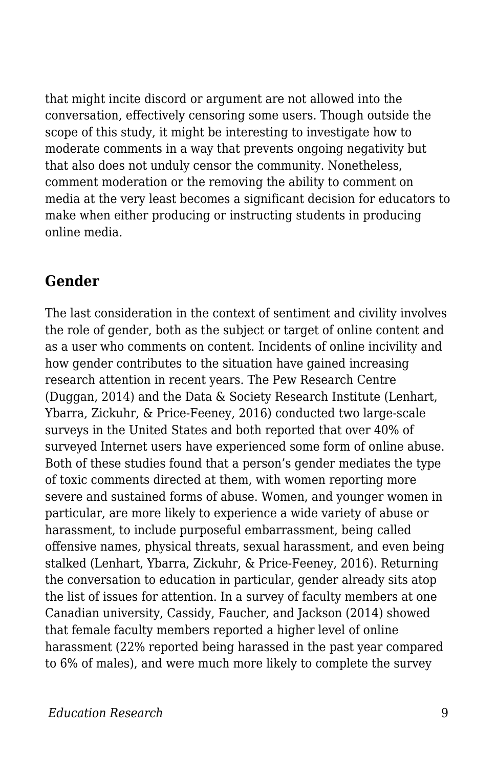that might incite discord or argument are not allowed into the conversation, effectively censoring some users. Though outside the scope of this study, it might be interesting to investigate how to moderate comments in a way that prevents ongoing negativity but that also does not unduly censor the community. Nonetheless, comment moderation or the removing the ability to comment on media at the very least becomes a significant decision for educators to make when either producing or instructing students in producing online media.

## Gender

The last consideration in the context of sentiment and civility involves the role of gender, both as the subject or target of online content and as a user who comments on content. Incidents of online incivility and how gender contributes to the situation have gained increasing research attention in recent years. The Pew Research Centre (Duggan, 2014) and the Data & Society Research Institute (Lenhart, Ybarra, Zickuhr, & Price-Feeney, 2016) conducted two large-scale surveys in the United States and both reported that over 40% of surveyed Internet users have experienced some form of online abuse. Both of these studies found that a person's gender mediates the type of toxic comments directed at them, with women reporting more severe and sustained forms of abuse. Women, and younger women in particular, are more likely to experience a wide variety of abuse or harassment, to include purposeful embarrassment, being called offensive names, physical threats, sexual harassment, and even being stalked (Lenhart, Ybarra, Zickuhr, & Price-Feeney, 2016). Returning the conversation to education in particular, gender already sits atop the list of issues for attention. In a survey of faculty members at one Canadian university, Cassidy, Faucher, and Jackson (2014) showed that female faculty members reported a higher level of online harassment (22% reported being harassed in the past year compared to 6% of males), and were much more likely to complete the survey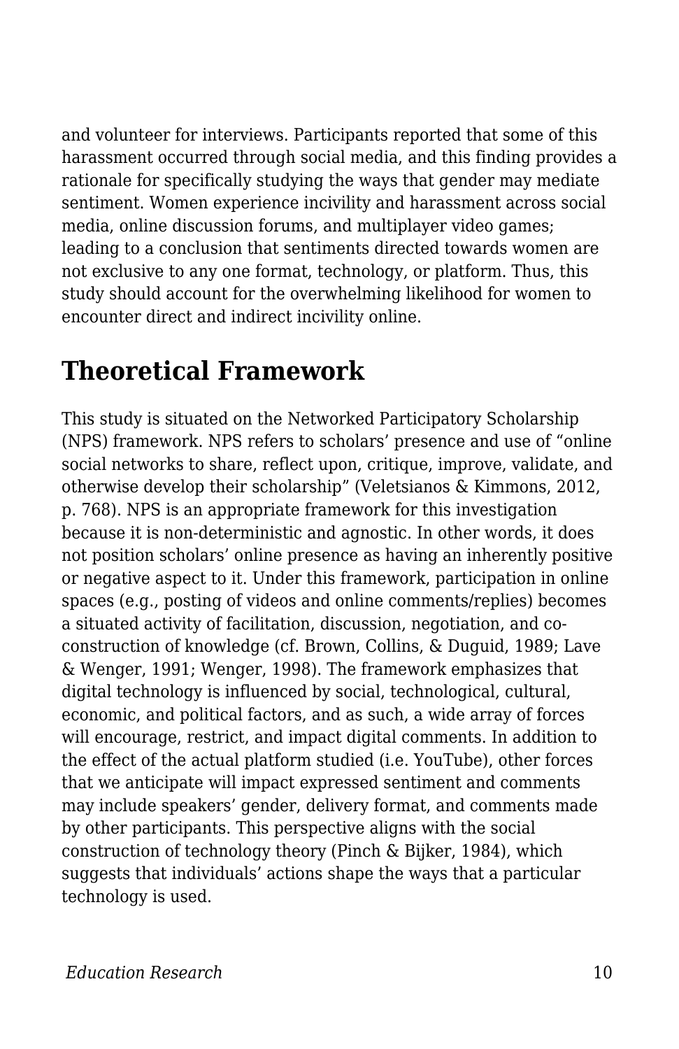and volunteer for interviews. Participants reported that some of this harassment occurred through social media, and this finding provides a rationale for specifically studying the ways that gender may mediate sentiment. Women experience incivility and harassment across social media, online discussion forums, and multiplayer video games; leading to a conclusion that sentiments directed towards women are not exclusive to any one format, technology, or platform. Thus, this study should account for the overwhelming likelihood for women to encounter direct and indirect incivility online.

## Theoretical Framework

This study is situated on the Networked Participatory Scholarship (NPS) framework. NPS refers to scholars' presence and use of "online social networks to share, reflect upon, critique, improve, validate, and otherwise develop their scholarship" (Veletsianos & Kimmons, 2012, p. 768). NPS is an appropriate framework for this investigation because it is non-deterministic and agnostic. In other words, it does not position scholars' online presence as having an inherently positive or negative aspect to it. Under this framework, participation in online spaces (e.g., posting of videos and online comments/replies) becomes a situated activity of facilitation, discussion, negotiation, and co-construction of knowledge (cf. Brown, Collins, & Duguid, 1989; Lave & Wenger, 1991; Wenger, 1998). The framework emphasizes that digital technology is influenced by social, technological, cultural, economic, and political factors, and as such, a wide array of forces will encourage, restrict, and impact digital comments. In addition to the effect of the actual platform studied (i.e. YouTube), other forces that we anticipate will impact expressed sentiment and comments may include speakers' gender, delivery format, and comments made by other participants. This perspective aligns with the social construction of technology theory (Pinch & Bijker, 1984), which suggests that individuals' actions shape the ways that a particular technology is used.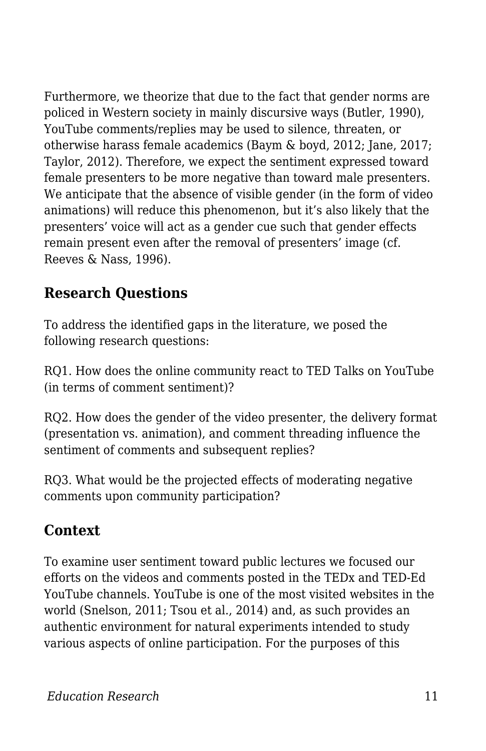Furthermore, we theorize that due to the fact that gender norms are policed in Western society in mainly discursive ways (Butler, 1990), YouTube comments/replies may be used to silence, threaten, or otherwise harass female academics (Baym & boyd, 2012; Jane, 2017; Taylor, 2012). Therefore, we expect the sentiment expressed toward female presenters to be more negative than toward male presenters. We anticipate that the absence of visible gender (in the form of video animations) will reduce this phenomenon, but it's also likely that the presenters' voice will act as a gender cue such that gender effects remain present even after the removal of presenters' image (cf. Reeves & Nass, 1996).

## Research Questions

To address the identified gaps in the literature, we posed the following research questions:

RQ1. How does the online community react to TED Talks on YouTube (in terms of comment sentiment)?

RQ2. How does the gender of the video presenter, the delivery format (presentation vs. animation), and comment threading influence the sentiment of comments and subsequent replies?

RQ3. What would be the projected effects of moderating negative comments upon community participation?

## Context

To examine user sentiment toward public lectures we focused our efforts on the videos and comments posted in the TEDx and TED-Ed YouTube channels. YouTube is one of the most visited websites in the world (Snelson, 2011; Tsou et al., 2014) and, as such provides an authentic environment for natural experiments intended to study various aspects of online participation. For the purposes of this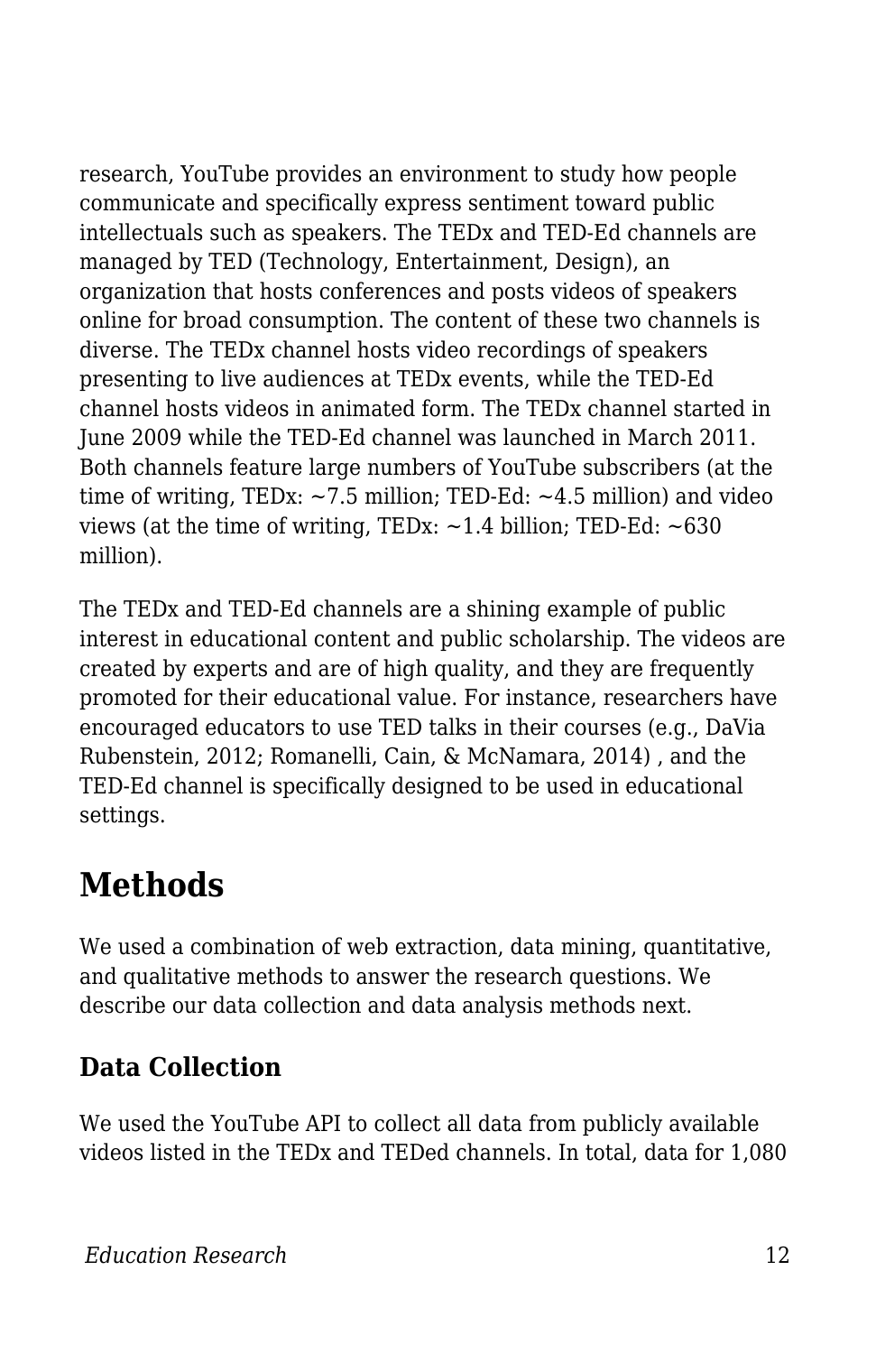research, YouTube provides an environment to study how people communicate and specifically express sentiment toward public intellectuals such as speakers. The TEDx and TED-Ed channels are managed by TED (Technology, Entertainment, Design), an organization that hosts conferences and posts videos of speakers online for broad consumption. The content of these two channels is diverse. The TEDx channel hosts video recordings of speakers presenting to live audiences at TEDx events, while the TED-Ed channel hosts videos in animated form. The TEDx channel started in June 2009 while the TED-Ed channel was launched in March 2011. Both channels feature large numbers of YouTube subscribers (at the time of writing, TEDx: ~7.5 million; TED-Ed: ~4.5 million) and video views (at the time of writing, TEDx: ~1.4 billion; TED-Ed: ~630 million).

The TEDx and TED-Ed channels are a shining example of public interest in educational content and public scholarship. The videos are created by experts and are of high quality, and they are frequently promoted for their educational value. For instance, researchers have encouraged educators to use TED talks in their courses (e.g., DaVia Rubenstein, 2012; Romanelli, Cain, & McNamara, 2014) , and the TED-Ed channel is specifically designed to be used in educational settings.

# Methods

We used a combination of web extraction, data mining, quantitative, and qualitative methods to answer the research questions. We describe our data collection and data analysis methods next.

## Data Collection

We used the YouTube API to collect all data from publicly available videos listed in the TEDx and TEDed channels. In total, data for 1,080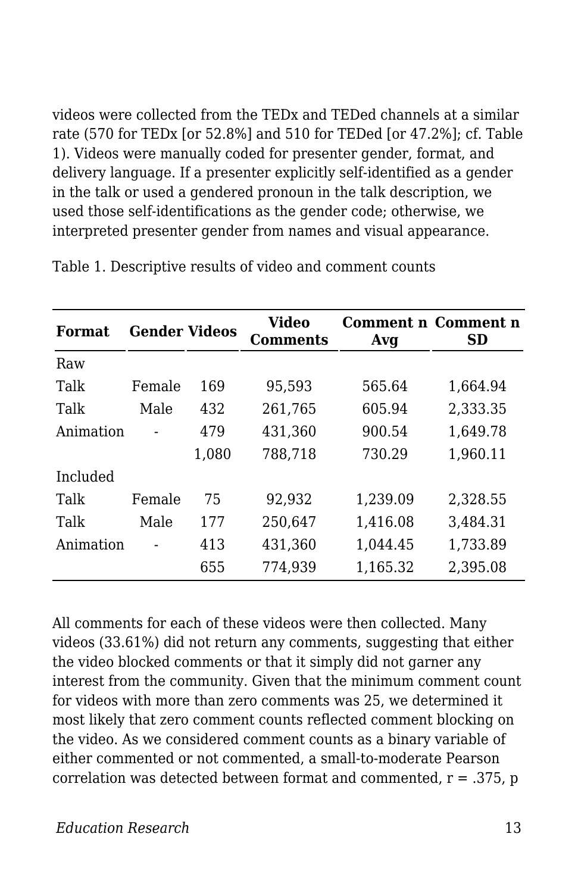videos were collected from the TEDx and TEDed channels at a similar rate (570 for TEDx [or 52.8%] and 510 for TEDed [or 47.2%]; cf. Table 1). Videos were manually coded for presenter gender, format, and delivery language. If a presenter explicitly self-identified as a gender in the talk or used a gendered pronoun in the talk description, we used those self-identifications as the gender code; otherwise, we interpreted presenter gender from names and visual appearance.

Table 1. Descriptive results of video and comment counts

| **Format** | **Gender** | **Videos** | **Video Comments** | **Comment n Avg** | **Comment n SD** |
|---|---|---|---|---|---|
| Raw | | | | | |
| Talk | Female | 169 | 95,593 | 565.64 | 1,664.94 |
| Talk | Male | 432 | 261,765 | 605.94 | 2,333.35 |
| Animation | - | 479 | 431,360 | 900.54 | 1,649.78 |
| | | 1,080 | 788,718 | 730.29 | 1,960.11 |
| Included | | | | | |
| Talk | Female | 75 | 92,932 | 1,239.09 | 2,328.55 |
| Talk | Male | 177 | 250,647 | 1,416.08 | 3,484.31 |
| Animation | - | 413 | 431,360 | 1,044.45 | 1,733.89 |
| | | 655 | 774,939 | 1,165.32 | 2,395.08 |

All comments for each of these videos were then collected. Many videos (33.61%) did not return any comments, suggesting that either the video blocked comments or that it simply did not garner any interest from the community. Given that the minimum comment count for videos with more than zero comments was 25, we determined it most likely that zero comment counts reflected comment blocking on the video. As we considered comment counts as a binary variable of either commented or not commented, a small-to-moderate Pearson correlation was detected between format and commented, $r = .375$, p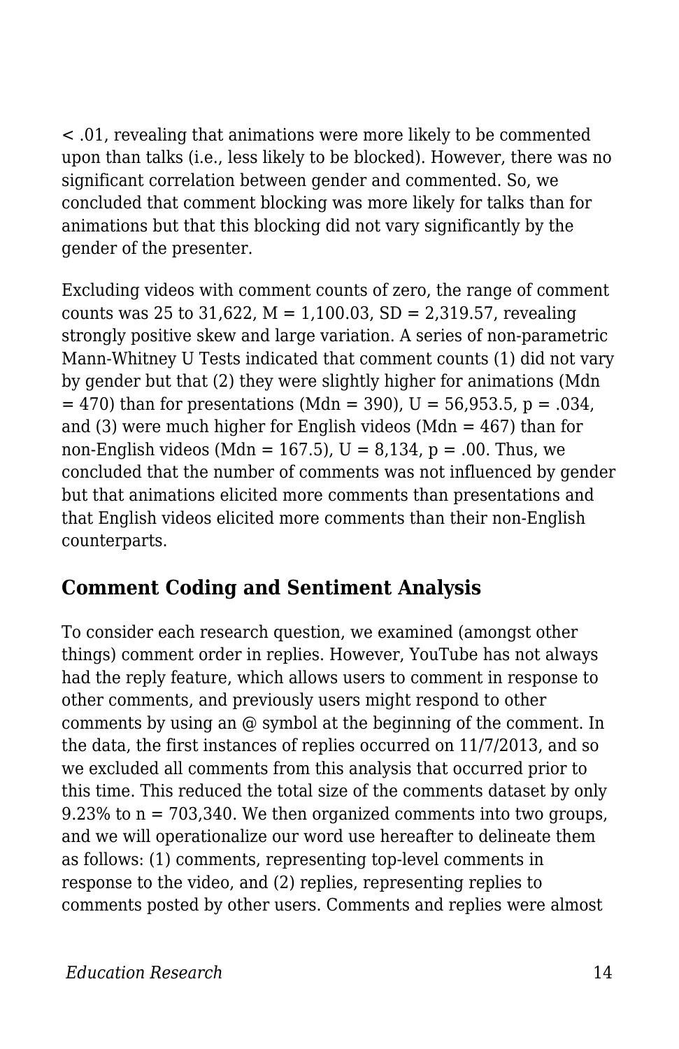$< .01$, revealing that animations were more likely to be commented upon than talks (i.e., less likely to be blocked). However, there was no significant correlation between gender and commented. So, we concluded that comment blocking was more likely for talks than for animations but that this blocking did not vary significantly by the gender of the presenter.

Excluding videos with comment counts of zero, the range of comment counts was 25 to 31,622, $M = 1{,}100.03$, $SD = 2{,}319.57$, revealing strongly positive skew and large variation. A series of non-parametric Mann-Whitney U Tests indicated that comment counts (1) did not vary by gender but that (2) they were slightly higher for animations ($Mdn = 470$) than for presentations ($Mdn = 390$), $U = 56{,}953.5$, $p = .034$, and (3) were much higher for English videos ($Mdn = 467$) than for non-English videos ($Mdn = 167.5$), $U = 8{,}134$, $p = .00$. Thus, we concluded that the number of comments was not influenced by gender but that animations elicited more comments than presentations and that English videos elicited more comments than their non-English counterparts.

## Comment Coding and Sentiment Analysis

To consider each research question, we examined (amongst other things) comment order in replies. However, YouTube has not always had the reply feature, which allows users to comment in response to other comments, and previously users might respond to other comments by using an @ symbol at the beginning of the comment. In the data, the first instances of replies occurred on 11/7/2013, and so we excluded all comments from this analysis that occurred prior to this time. This reduced the total size of the comments dataset by only 9.23% to $n = 703{,}340$. We then organized comments into two groups, and we will operationalize our word use hereafter to delineate them as follows: (1) comments, representing top-level comments in response to the video, and (2) replies, representing replies to comments posted by other users. Comments and replies were almost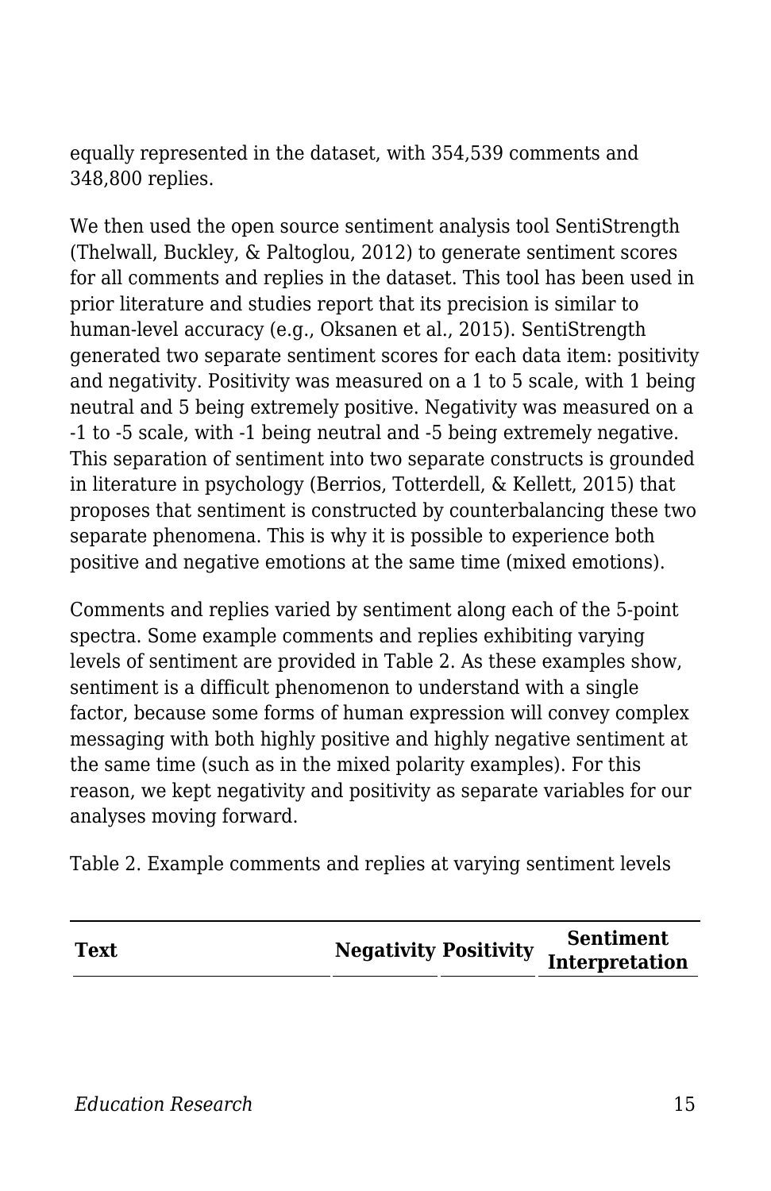equally represented in the dataset, with 354,539 comments and 348,800 replies.

We then used the open source sentiment analysis tool SentiStrength (Thelwall, Buckley, & Paltoglou, 2012) to generate sentiment scores for all comments and replies in the dataset. This tool has been used in prior literature and studies report that its precision is similar to human-level accuracy (e.g., Oksanen et al., 2015). SentiStrength generated two separate sentiment scores for each data item: positivity and negativity. Positivity was measured on a 1 to 5 scale, with 1 being neutral and 5 being extremely positive. Negativity was measured on a -1 to -5 scale, with -1 being neutral and -5 being extremely negative. This separation of sentiment into two separate constructs is grounded in literature in psychology (Berrios, Totterdell, & Kellett, 2015) that proposes that sentiment is constructed by counterbalancing these two separate phenomena. This is why it is possible to experience both positive and negative emotions at the same time (mixed emotions).

Comments and replies varied by sentiment along each of the 5-point spectra. Some example comments and replies exhibiting varying levels of sentiment are provided in Table 2. As these examples show, sentiment is a difficult phenomenon to understand with a single factor, because some forms of human expression will convey complex messaging with both highly positive and highly negative sentiment at the same time (such as in the mixed polarity examples). For this reason, we kept negativity and positivity as separate variables for our analyses moving forward.

Table 2. Example comments and replies at varying sentiment levels

| **Text** | **Negativity** | **Positivity** | **Sentiment Interpretation** |
| --- | --- | --- | --- |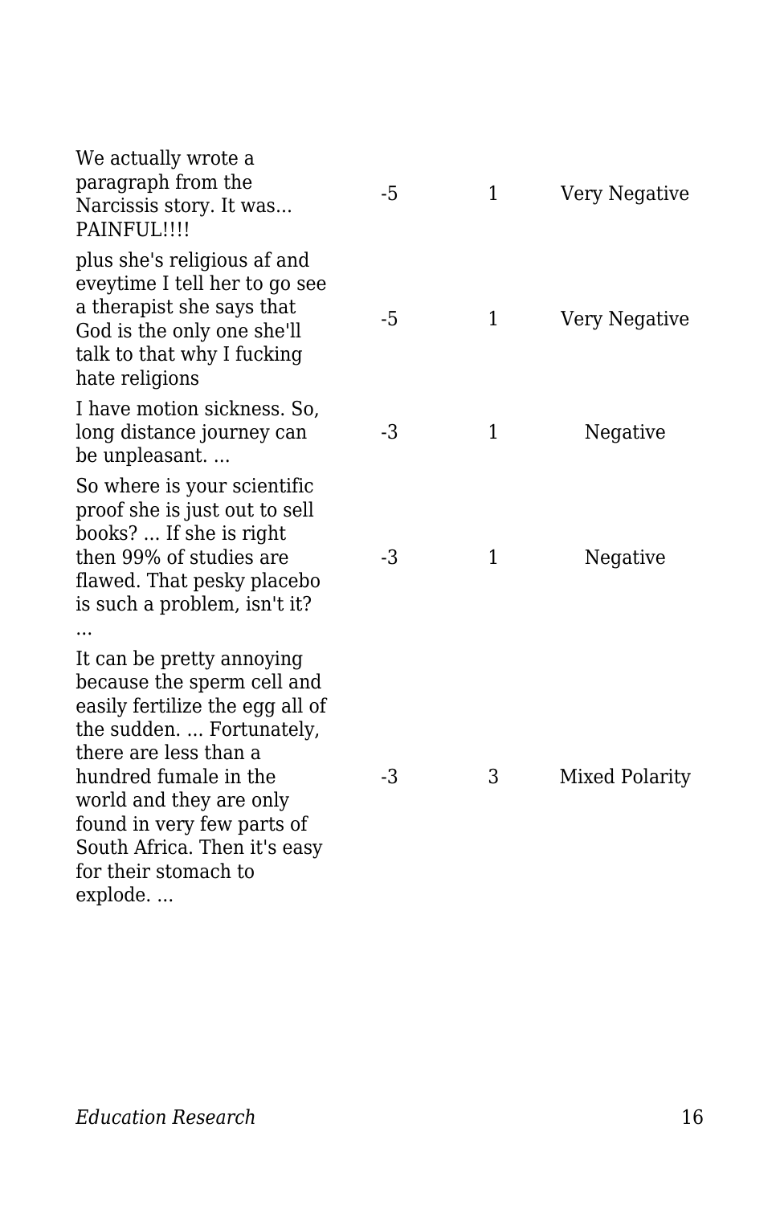| | | | |
|---|---|---|---|
| We actually wrote a paragraph from the Narcissis story. It was... PAINFUL!!!! | -5 | 1 | Very Negative |
| plus she's religious af and eveytime I tell her to go see a therapist she says that God is the only one she'll talk to that why I fucking hate religions | -5 | 1 | Very Negative |
| I have motion sickness. So, long distance journey can be unpleasant. ... | -3 | 1 | Negative |
| So where is your scientific proof she is just out to sell books? ... If she is right then 99% of studies are flawed. That pesky placebo is such a problem, isn't it? ... | -3 | 1 | Negative |
| It can be pretty annoying because the sperm cell and easily fertilize the egg all of the sudden. ... Fortunately, there are less than a hundred fumale in the world and they are only found in very few parts of South Africa. Then it's easy for their stomach to explode. ... | -3 | 3 | Mixed Polarity |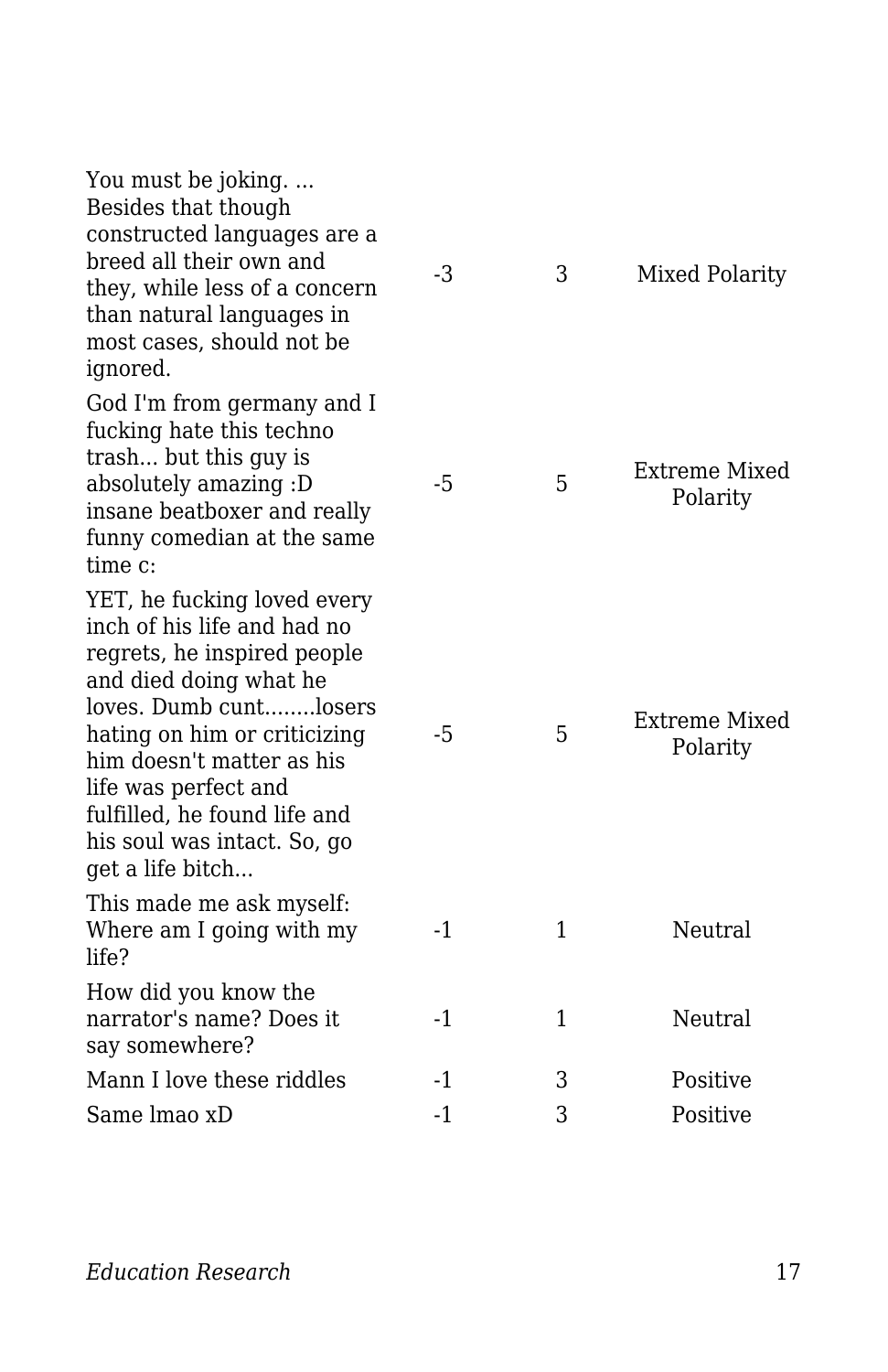| | | | |
|---|---|---|---|
| You must be joking. ... Besides that though constructed languages are a breed all their own and they, while less of a concern than natural languages in most cases, should not be ignored. | -3 | 3 | Mixed Polarity |
| God I'm from germany and I fucking hate this techno trash... but this guy is absolutely amazing :D insane beatboxer and really funny comedian at the same time c: | -5 | 5 | Extreme Mixed Polarity |
| YET, he fucking loved every inch of his life and had no regrets, he inspired people and died doing what he loves. Dumb cunt........losers hating on him or criticizing him doesn't matter as his life was perfect and fulfilled, he found life and his soul was intact. So, go get a life bitch... | -5 | 5 | Extreme Mixed Polarity |
| This made me ask myself: Where am I going with my life? | -1 | 1 | Neutral |
| How did you know the narrator's name? Does it say somewhere? | -1 | 1 | Neutral |
| Mann I love these riddles | -1 | 3 | Positive |
| Same lmao xD | -1 | 3 | Positive |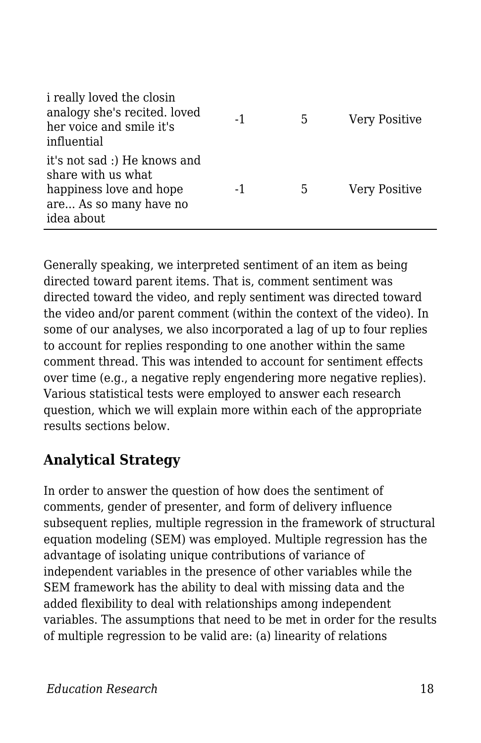| | | | |
|---|---|---|---|
| i really loved the closin analogy she's recited. loved her voice and smile it's influential | -1 | 5 | Very Positive |
| it's not sad :) He knows and share with us what happiness love and hope are... As so many have no idea about | -1 | 5 | Very Positive |

Generally speaking, we interpreted sentiment of an item as being directed toward parent items. That is, comment sentiment was directed toward the video, and reply sentiment was directed toward the video and/or parent comment (within the context of the video). In some of our analyses, we also incorporated a lag of up to four replies to account for replies responding to one another within the same comment thread. This was intended to account for sentiment effects over time (e.g., a negative reply engendering more negative replies). Various statistical tests were employed to answer each research question, which we will explain more within each of the appropriate results sections below.

## Analytical Strategy

In order to answer the question of how does the sentiment of comments, gender of presenter, and form of delivery influence subsequent replies, multiple regression in the framework of structural equation modeling (SEM) was employed. Multiple regression has the advantage of isolating unique contributions of variance of independent variables in the presence of other variables while the SEM framework has the ability to deal with missing data and the added flexibility to deal with relationships among independent variables. The assumptions that need to be met in order for the results of multiple regression to be valid are: (a) linearity of relations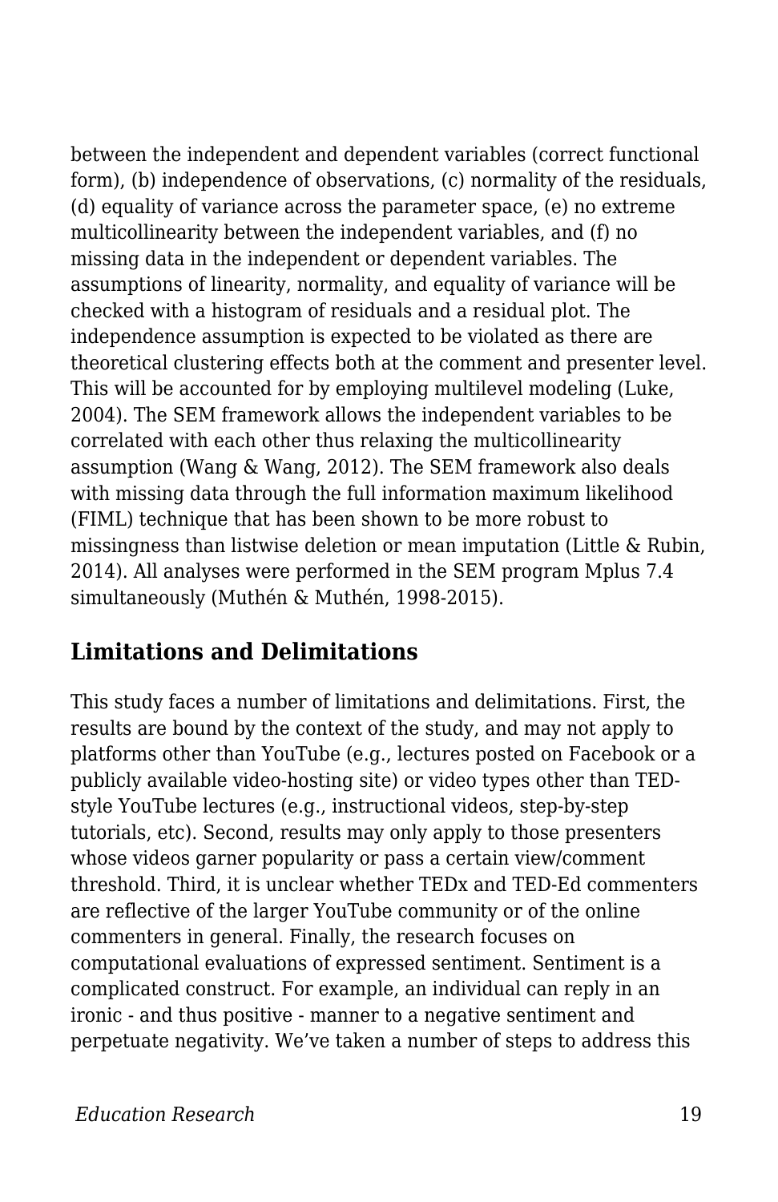between the independent and dependent variables (correct functional form), (b) independence of observations, (c) normality of the residuals, (d) equality of variance across the parameter space, (e) no extreme multicollinearity between the independent variables, and (f) no missing data in the independent or dependent variables. The assumptions of linearity, normality, and equality of variance will be checked with a histogram of residuals and a residual plot. The independence assumption is expected to be violated as there are theoretical clustering effects both at the comment and presenter level. This will be accounted for by employing multilevel modeling (Luke, 2004). The SEM framework allows the independent variables to be correlated with each other thus relaxing the multicollinearity assumption (Wang & Wang, 2012). The SEM framework also deals with missing data through the full information maximum likelihood (FIML) technique that has been shown to be more robust to missingness than listwise deletion or mean imputation (Little & Rubin, 2014). All analyses were performed in the SEM program Mplus 7.4 simultaneously (Muthén & Muthén, 1998-2015).

## Limitations and Delimitations

This study faces a number of limitations and delimitations. First, the results are bound by the context of the study, and may not apply to platforms other than YouTube (e.g., lectures posted on Facebook or a publicly available video-hosting site) or video types other than TED-style YouTube lectures (e.g., instructional videos, step-by-step tutorials, etc). Second, results may only apply to those presenters whose videos garner popularity or pass a certain view/comment threshold. Third, it is unclear whether TEDx and TED-Ed commenters are reflective of the larger YouTube community or of the online commenters in general. Finally, the research focuses on computational evaluations of expressed sentiment. Sentiment is a complicated construct. For example, an individual can reply in an ironic - and thus positive - manner to a negative sentiment and perpetuate negativity. We've taken a number of steps to address this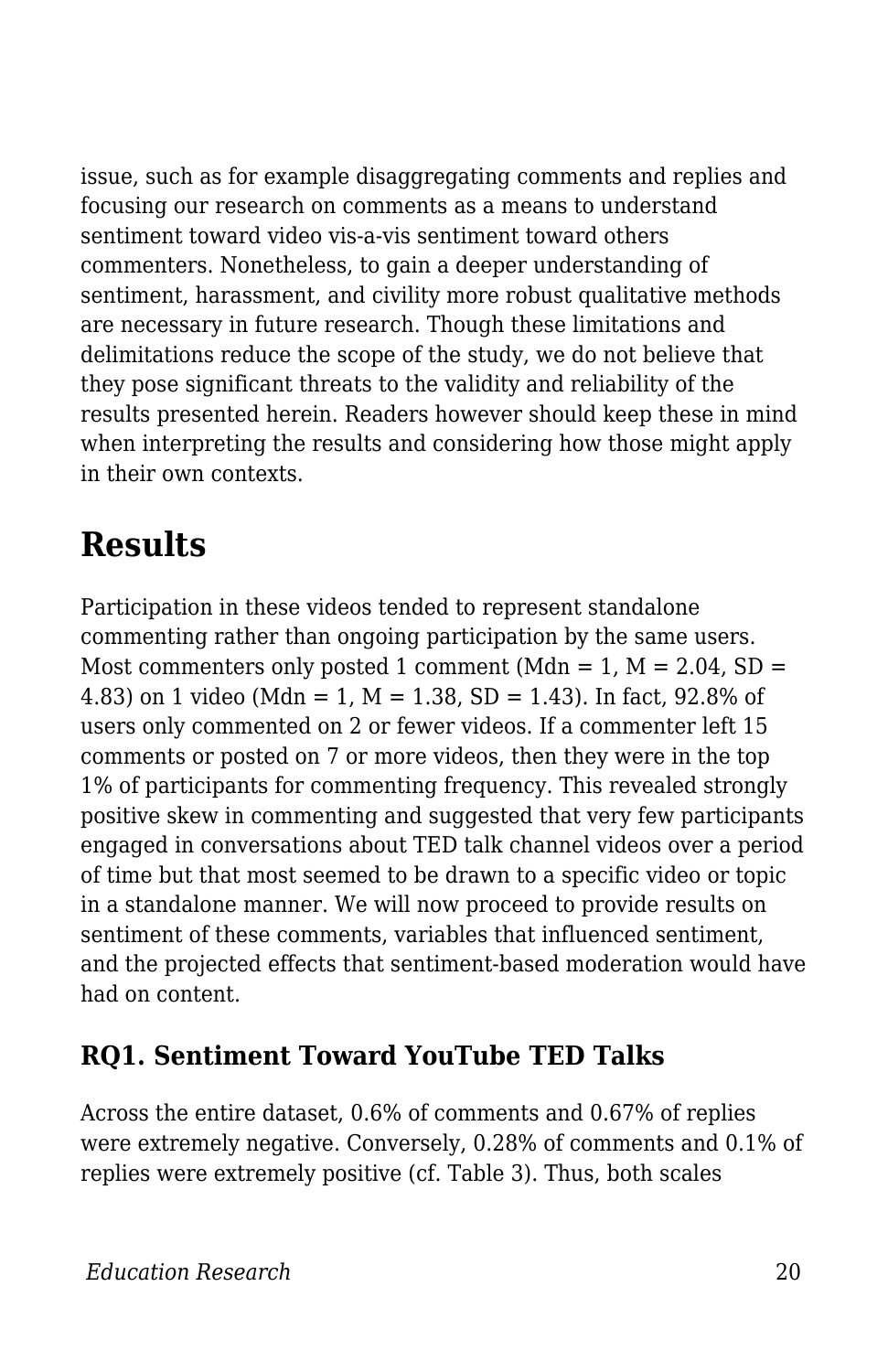issue, such as for example disaggregating comments and replies and focusing our research on comments as a means to understand sentiment toward video vis-a-vis sentiment toward others commenters. Nonetheless, to gain a deeper understanding of sentiment, harassment, and civility more robust qualitative methods are necessary in future research. Though these limitations and delimitations reduce the scope of the study, we do not believe that they pose significant threats to the validity and reliability of the results presented herein. Readers however should keep these in mind when interpreting the results and considering how those might apply in their own contexts.

# Results

Participation in these videos tended to represent standalone commenting rather than ongoing participation by the same users. Most commenters only posted 1 comment (Mdn = 1, M = 2.04, SD = 4.83) on 1 video (Mdn = 1, M = 1.38, SD = 1.43). In fact, 92.8% of users only commented on 2 or fewer videos. If a commenter left 15 comments or posted on 7 or more videos, then they were in the top 1% of participants for commenting frequency. This revealed strongly positive skew in commenting and suggested that very few participants engaged in conversations about TED talk channel videos over a period of time but that most seemed to be drawn to a specific video or topic in a standalone manner. We will now proceed to provide results on sentiment of these comments, variables that influenced sentiment, and the projected effects that sentiment-based moderation would have had on content.

## RQ1. Sentiment Toward YouTube TED Talks

Across the entire dataset, 0.6% of comments and 0.67% of replies were extremely negative. Conversely, 0.28% of comments and 0.1% of replies were extremely positive (cf. Table 3). Thus, both scales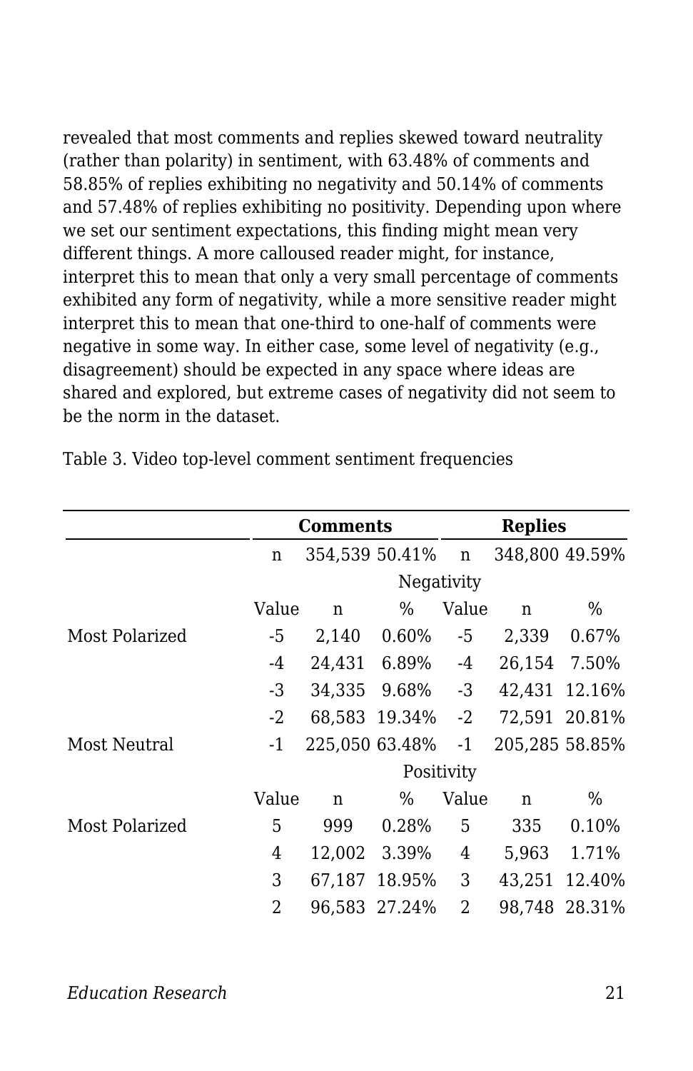revealed that most comments and replies skewed toward neutrality (rather than polarity) in sentiment, with 63.48% of comments and 58.85% of replies exhibiting no negativity and 50.14% of comments and 57.48% of replies exhibiting no positivity. Depending upon where we set our sentiment expectations, this finding might mean very different things. A more calloused reader might, for instance, interpret this to mean that only a very small percentage of comments exhibited any form of negativity, while a more sensitive reader might interpret this to mean that one-third to one-half of comments were negative in some way. In either case, some level of negativity (e.g., disagreement) should be expected in any space where ideas are shared and explored, but extreme cases of negativity did not seem to be the norm in the dataset.

Table 3. Video top-level comment sentiment frequencies

| | Comments | | | Replies | | |
|---|---|---|---|---|---|---|
| | n | 354,539 | 50.41% | n | 348,800 | 49.59% |
| | Negativity | | | | | |
| | Value | n | % | Value | n | % |
| Most Polarized | -5 | 2,140 | 0.60% | -5 | 2,339 | 0.67% |
| | -4 | 24,431 | 6.89% | -4 | 26,154 | 7.50% |
| | -3 | 34,335 | 9.68% | -3 | 42,431 | 12.16% |
| | -2 | 68,583 | 19.34% | -2 | 72,591 | 20.81% |
| Most Neutral | -1 | 225,050 | 63.48% | -1 | 205,285 | 58.85% |
| | Positivity | | | | | |
| | Value | n | % | Value | n | % |
| Most Polarized | 5 | 999 | 0.28% | 5 | 335 | 0.10% |
| | 4 | 12,002 | 3.39% | 4 | 5,963 | 1.71% |
| | 3 | 67,187 | 18.95% | 3 | 43,251 | 12.40% |
| | 2 | 96,583 | 27.24% | 2 | 98,748 | 28.31% |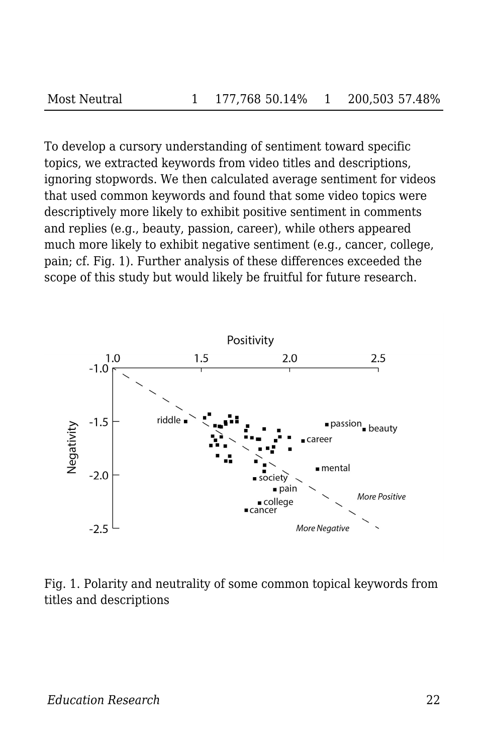| | | | | | |
|---|---|---|---|---|---|
| Most Neutral | 1 | 177,768 | 50.14% | 1 | 200,503 57.48% |

To develop a cursory understanding of sentiment toward specific topics, we extracted keywords from video titles and descriptions, ignoring stopwords. We then calculated average sentiment for videos that used common keywords and found that some video topics were descriptively more likely to exhibit positive sentiment in comments and replies (e.g., beauty, passion, career), while others appeared much more likely to exhibit negative sentiment (e.g., cancer, college, pain; cf. Fig. 1). Further analysis of these differences exceeded the scope of this study but would likely be fruitful for future research.

Positivity

1.0
1.5
2.0
2.5

Negativity

-1.0
-1.5
-2.0
-2.5

riddle
passion
beauty
career
mental
society
pain
college
cancer

More Positive

More Negative

Fig. 1. Polarity and neutrality of some common topical keywords from titles and descriptions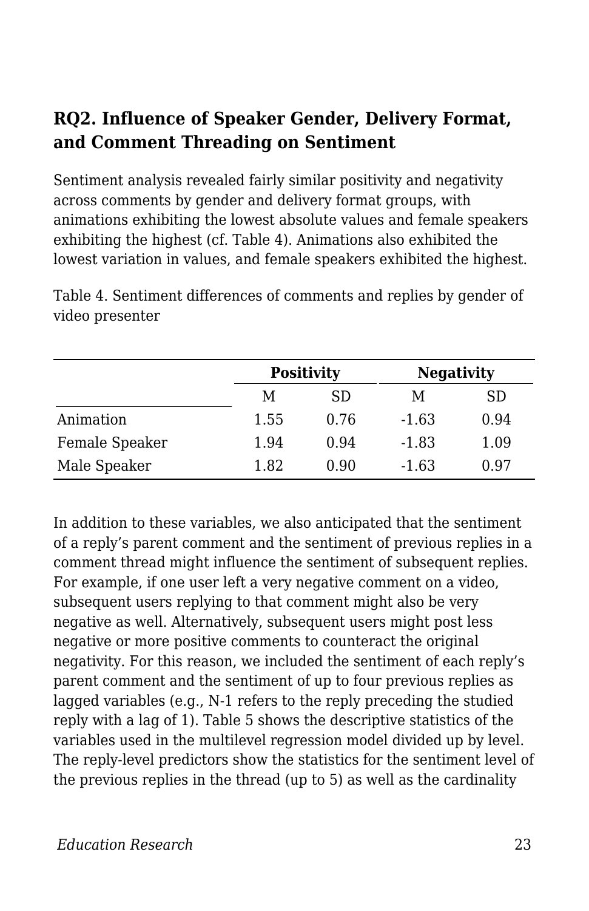## RQ2. Influence of Speaker Gender, Delivery Format, and Comment Threading on Sentiment

Sentiment analysis revealed fairly similar positivity and negativity across comments by gender and delivery format groups, with animations exhibiting the lowest absolute values and female speakers exhibiting the highest (cf. Table 4). Animations also exhibited the lowest variation in values, and female speakers exhibited the highest.

Table 4. Sentiment differences of comments and replies by gender of video presenter

| | Positivity | | Negativity | |
|---|---|---|---|---|
| | M | SD | M | SD |
| Animation | 1.55 | 0.76 | -1.63 | 0.94 |
| Female Speaker | 1.94 | 0.94 | -1.83 | 1.09 |
| Male Speaker | 1.82 | 0.90 | -1.63 | 0.97 |

In addition to these variables, we also anticipated that the sentiment of a reply's parent comment and the sentiment of previous replies in a comment thread might influence the sentiment of subsequent replies. For example, if one user left a very negative comment on a video, subsequent users replying to that comment might also be very negative as well. Alternatively, subsequent users might post less negative or more positive comments to counteract the original negativity. For this reason, we included the sentiment of each reply's parent comment and the sentiment of up to four previous replies as lagged variables (e.g., N-1 refers to the reply preceding the studied reply with a lag of 1). Table 5 shows the descriptive statistics of the variables used in the multilevel regression model divided up by level. The reply-level predictors show the statistics for the sentiment level of the previous replies in the thread (up to 5) as well as the cardinality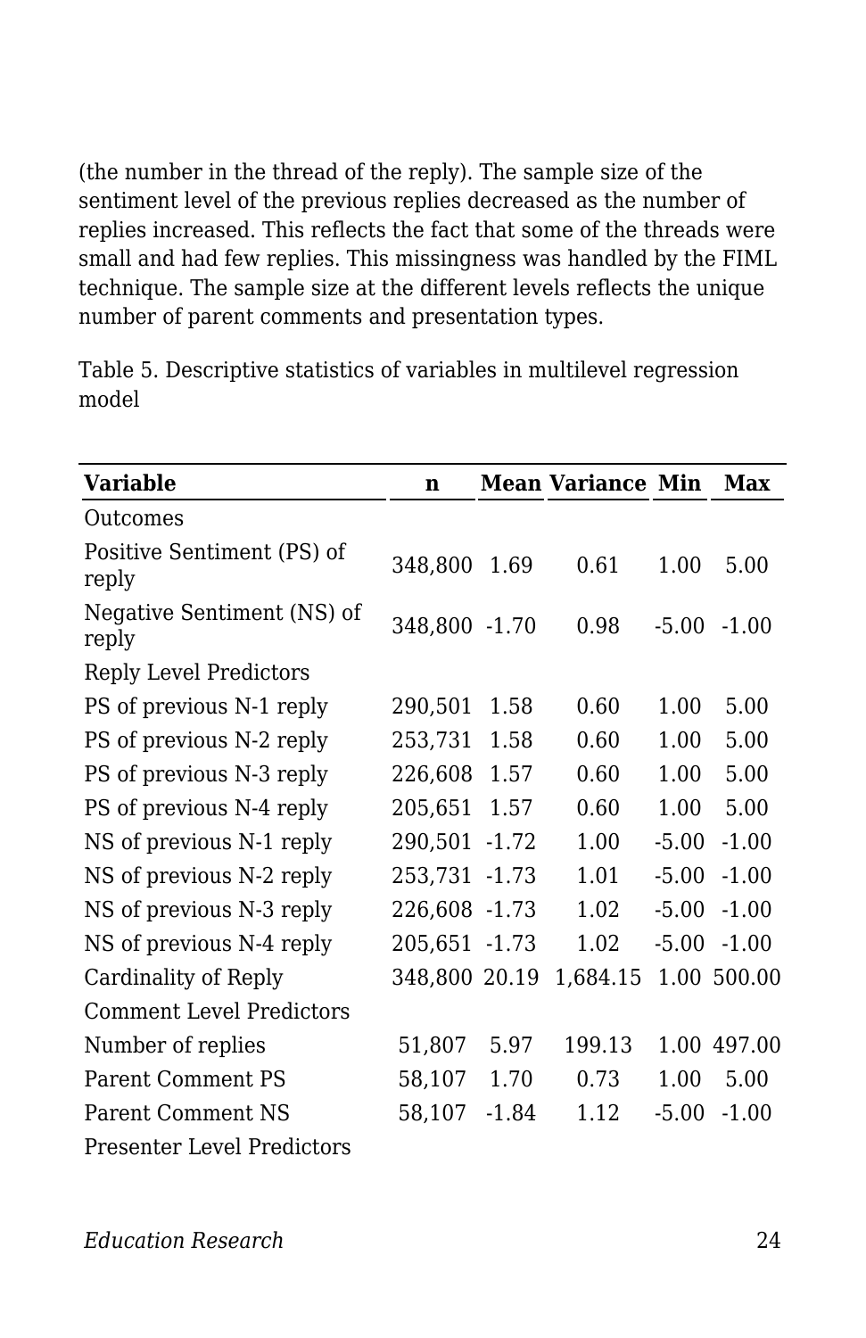(the number in the thread of the reply). The sample size of the sentiment level of the previous replies decreased as the number of replies increased. This reflects the fact that some of the threads were small and had few replies. This missingness was handled by the FIML technique. The sample size at the different levels reflects the unique number of parent comments and presentation types.

Table 5. Descriptive statistics of variables in multilevel regression model

| **Variable** | **n** | **Mean** | **Variance** | **Min** | **Max** |
|---|---|---|---|---|---|
| Outcomes | | | | | |
| Positive Sentiment (PS) of reply | 348,800 | 1.69 | 0.61 | 1.00 | 5.00 |
| Negative Sentiment (NS) of reply | 348,800 | -1.70 | 0.98 | -5.00 | -1.00 |
| Reply Level Predictors | | | | | |
| PS of previous N-1 reply | 290,501 | 1.58 | 0.60 | 1.00 | 5.00 |
| PS of previous N-2 reply | 253,731 | 1.58 | 0.60 | 1.00 | 5.00 |
| PS of previous N-3 reply | 226,608 | 1.57 | 0.60 | 1.00 | 5.00 |
| PS of previous N-4 reply | 205,651 | 1.57 | 0.60 | 1.00 | 5.00 |
| NS of previous N-1 reply | 290,501 | -1.72 | 1.00 | -5.00 | -1.00 |
| NS of previous N-2 reply | 253,731 | -1.73 | 1.01 | -5.00 | -1.00 |
| NS of previous N-3 reply | 226,608 | -1.73 | 1.02 | -5.00 | -1.00 |
| NS of previous N-4 reply | 205,651 | -1.73 | 1.02 | -5.00 | -1.00 |
| Cardinality of Reply | 348,800 | 20.19 | 1,684.15 | 1.00 | 500.00 |
| Comment Level Predictors | | | | | |
| Number of replies | 51,807 | 5.97 | 199.13 | 1.00 | 497.00 |
| Parent Comment PS | 58,107 | 1.70 | 0.73 | 1.00 | 5.00 |
| Parent Comment NS | 58,107 | -1.84 | 1.12 | -5.00 | -1.00 |
| Presenter Level Predictors | | | | | |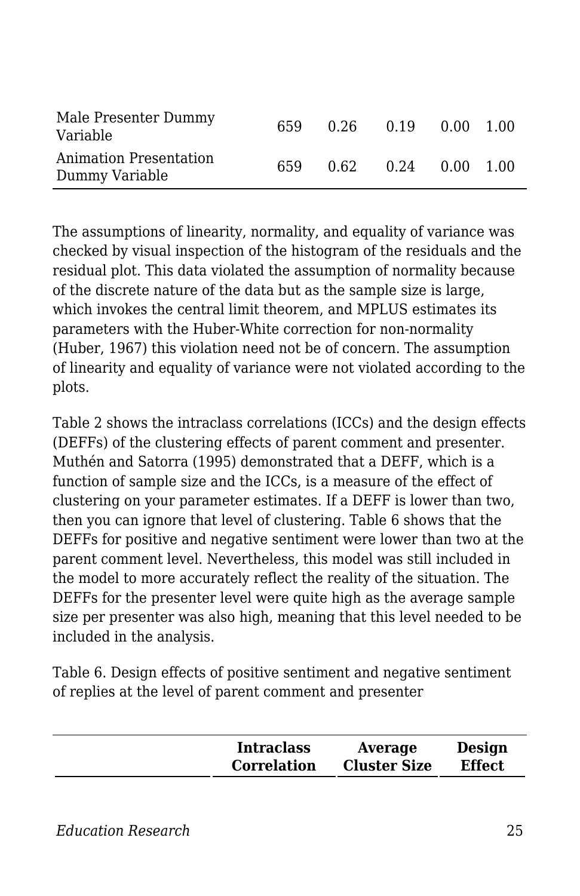| | | | | | |
|---|---|---|---|---|---|
| Male Presenter Dummy Variable | 659 | 0.26 | 0.19 | 0.00 | 1.00 |
| Animation Presentation Dummy Variable | 659 | 0.62 | 0.24 | 0.00 | 1.00 |

The assumptions of linearity, normality, and equality of variance was checked by visual inspection of the histogram of the residuals and the residual plot. This data violated the assumption of normality because of the discrete nature of the data but as the sample size is large, which invokes the central limit theorem, and MPLUS estimates its parameters with the Huber-White correction for non-normality (Huber, 1967) this violation need not be of concern. The assumption of linearity and equality of variance were not violated according to the plots.

Table 2 shows the intraclass correlations (ICCs) and the design effects (DEFFs) of the clustering effects of parent comment and presenter. Muthén and Satorra (1995) demonstrated that a DEFF, which is a function of sample size and the ICCs, is a measure of the effect of clustering on your parameter estimates. If a DEFF is lower than two, then you can ignore that level of clustering. Table 6 shows that the DEFFs for positive and negative sentiment were lower than two at the parent comment level. Nevertheless, this model was still included in the model to more accurately reflect the reality of the situation. The DEFFs for the presenter level were quite high as the average sample size per presenter was also high, meaning that this level needed to be included in the analysis.

Table 6. Design effects of positive sentiment and negative sentiment of replies at the level of parent comment and presenter

| | **Intraclass Correlation** | **Average Cluster Size** | **Design Effect** |
|---|---|---|---|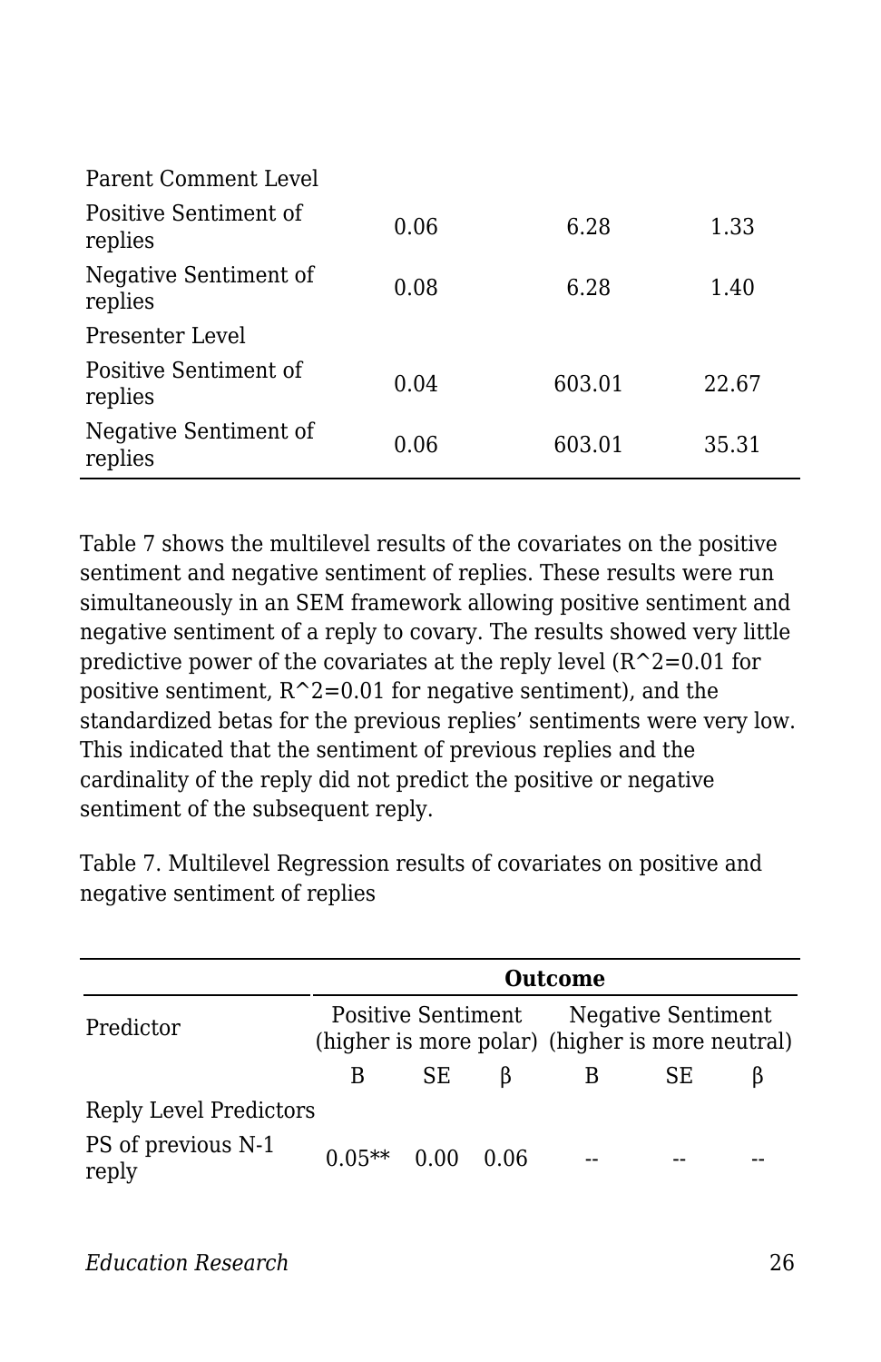| | | | |
|---|---|---|---|
| Parent Comment Level | | | |
| Positive Sentiment of replies | 0.06 | 6.28 | 1.33 |
| Negative Sentiment of replies | 0.08 | 6.28 | 1.40 |
| Presenter Level | | | |
| Positive Sentiment of replies | 0.04 | 603.01 | 22.67 |
| Negative Sentiment of replies | 0.06 | 603.01 | 35.31 |

Table 7 shows the multilevel results of the covariates on the positive sentiment and negative sentiment of replies. These results were run simultaneously in an SEM framework allowing positive sentiment and negative sentiment of a reply to covary. The results showed very little predictive power of the covariates at the reply level (R^2=0.01 for positive sentiment, R^2=0.01 for negative sentiment), and the standardized betas for the previous replies' sentiments were very low. This indicated that the sentiment of previous replies and the cardinality of the reply did not predict the positive or negative sentiment of the subsequent reply.

Table 7. Multilevel Regression results of covariates on positive and negative sentiment of replies

| | **Outcome** | | | | | |
|---|---|---|---|---|---|---|
| Predictor | Positive Sentiment (higher is more polar) | | | Negative Sentiment (higher is more neutral) | | |
| | B | SE | β | B | SE | β |
| Reply Level Predictors | | | | | | |
| PS of previous N-1 reply | 0.05** | 0.00 | 0.06 | -- | -- | -- |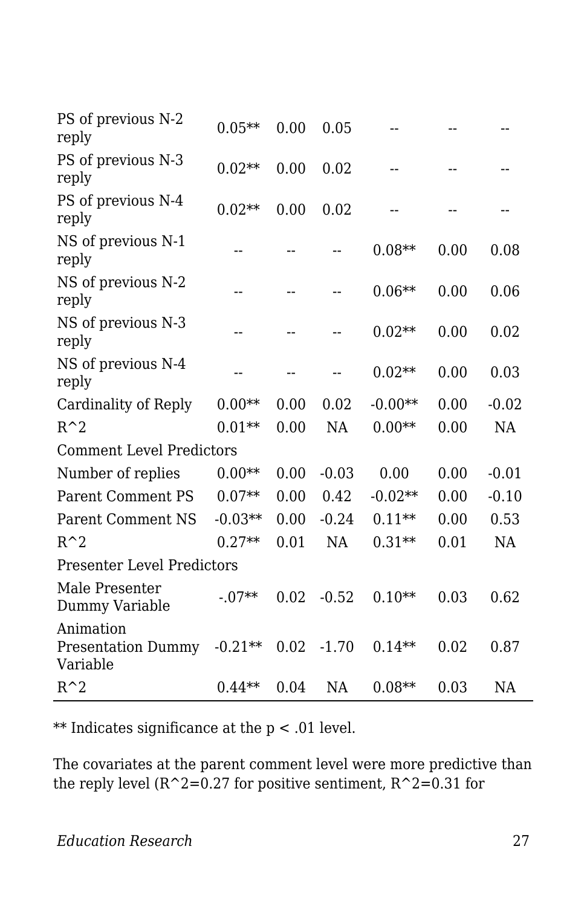| | | | | | | |
|---|---|---|---|---|---|---|
| PS of previous N-2 reply | 0.05** | 0.00 | 0.05 | -- | -- | -- |
| PS of previous N-3 reply | 0.02** | 0.00 | 0.02 | -- | -- | -- |
| PS of previous N-4 reply | 0.02** | 0.00 | 0.02 | -- | -- | -- |
| NS of previous N-1 reply | -- | -- | -- | 0.08** | 0.00 | 0.08 |
| NS of previous N-2 reply | -- | -- | -- | 0.06** | 0.00 | 0.06 |
| NS of previous N-3 reply | -- | -- | -- | 0.02** | 0.00 | 0.02 |
| NS of previous N-4 reply | -- | -- | -- | 0.02** | 0.00 | 0.03 |
| Cardinality of Reply | 0.00** | 0.00 | 0.02 | -0.00** | 0.00 | -0.02 |
| R^2 | 0.01** | 0.00 | NA | 0.00** | 0.00 | NA |
| Comment Level Predictors | | | | | | |
| Number of replies | 0.00** | 0.00 | -0.03 | 0.00 | 0.00 | -0.01 |
| Parent Comment PS | 0.07** | 0.00 | 0.42 | -0.02** | 0.00 | -0.10 |
| Parent Comment NS | -0.03** | 0.00 | -0.24 | 0.11** | 0.00 | 0.53 |
| R^2 | 0.27** | 0.01 | NA | 0.31** | 0.01 | NA |
| Presenter Level Predictors | | | | | | |
| Male Presenter Dummy Variable | -.07** | 0.02 | -0.52 | 0.10** | 0.03 | 0.62 |
| Animation Presentation Dummy Variable | -0.21** | 0.02 | -1.70 | 0.14** | 0.02 | 0.87 |
| R^2 | 0.44** | 0.04 | NA | 0.08** | 0.03 | NA |

** Indicates significance at the $p < .01$ level.

The covariates at the parent comment level were more predictive than the reply level ($R^2=0.27$ for positive sentiment, $R^2=0.31$ for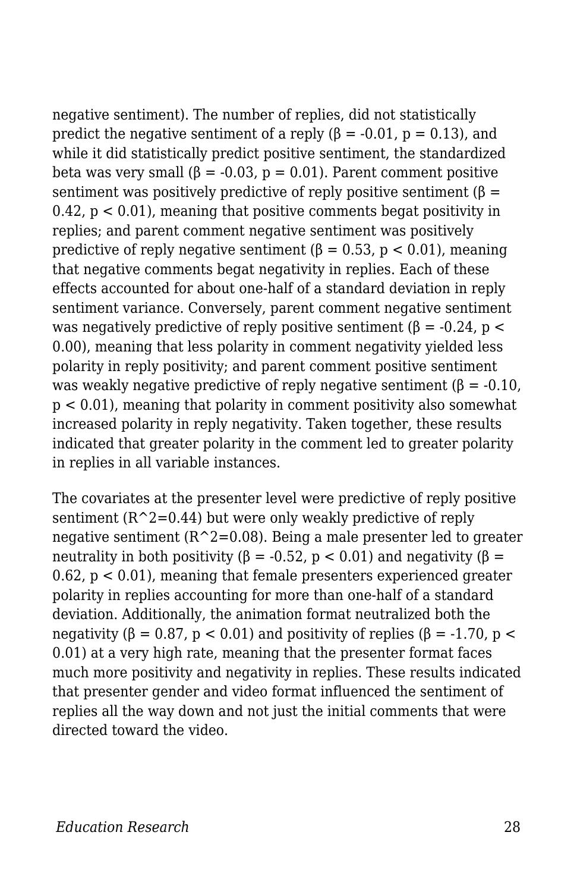negative sentiment). The number of replies, did not statistically predict the negative sentiment of a reply ($\beta = -0.01$, $p = 0.13$), and while it did statistically predict positive sentiment, the standardized beta was very small ($\beta = -0.03$, $p = 0.01$). Parent comment positive sentiment was positively predictive of reply positive sentiment ($\beta = 0.42$, $p < 0.01$), meaning that positive comments begat positivity in replies; and parent comment negative sentiment was positively predictive of reply negative sentiment ($\beta = 0.53$, $p < 0.01$), meaning that negative comments begat negativity in replies. Each of these effects accounted for about one-half of a standard deviation in reply sentiment variance. Conversely, parent comment negative sentiment was negatively predictive of reply positive sentiment ($\beta = -0.24$, $p < 0.00$), meaning that less polarity in comment negativity yielded less polarity in reply positivity; and parent comment positive sentiment was weakly negative predictive of reply negative sentiment ($\beta = -0.10$, $p < 0.01$), meaning that polarity in comment positivity also somewhat increased polarity in reply negativity. Taken together, these results indicated that greater polarity in the comment led to greater polarity in replies in all variable instances.

The covariates at the presenter level were predictive of reply positive sentiment ($R^2=0.44$) but were only weakly predictive of reply negative sentiment ($R^2=0.08$). Being a male presenter led to greater neutrality in both positivity ($\beta = -0.52$, $p < 0.01$) and negativity ($\beta = 0.62$, $p < 0.01$), meaning that female presenters experienced greater polarity in replies accounting for more than one-half of a standard deviation. Additionally, the animation format neutralized both the negativity ($\beta = 0.87$, $p < 0.01$) and positivity of replies ($\beta = -1.70$, $p < 0.01$) at a very high rate, meaning that the presenter format faces much more positivity and negativity in replies. These results indicated that presenter gender and video format influenced the sentiment of replies all the way down and not just the initial comments that were directed toward the video.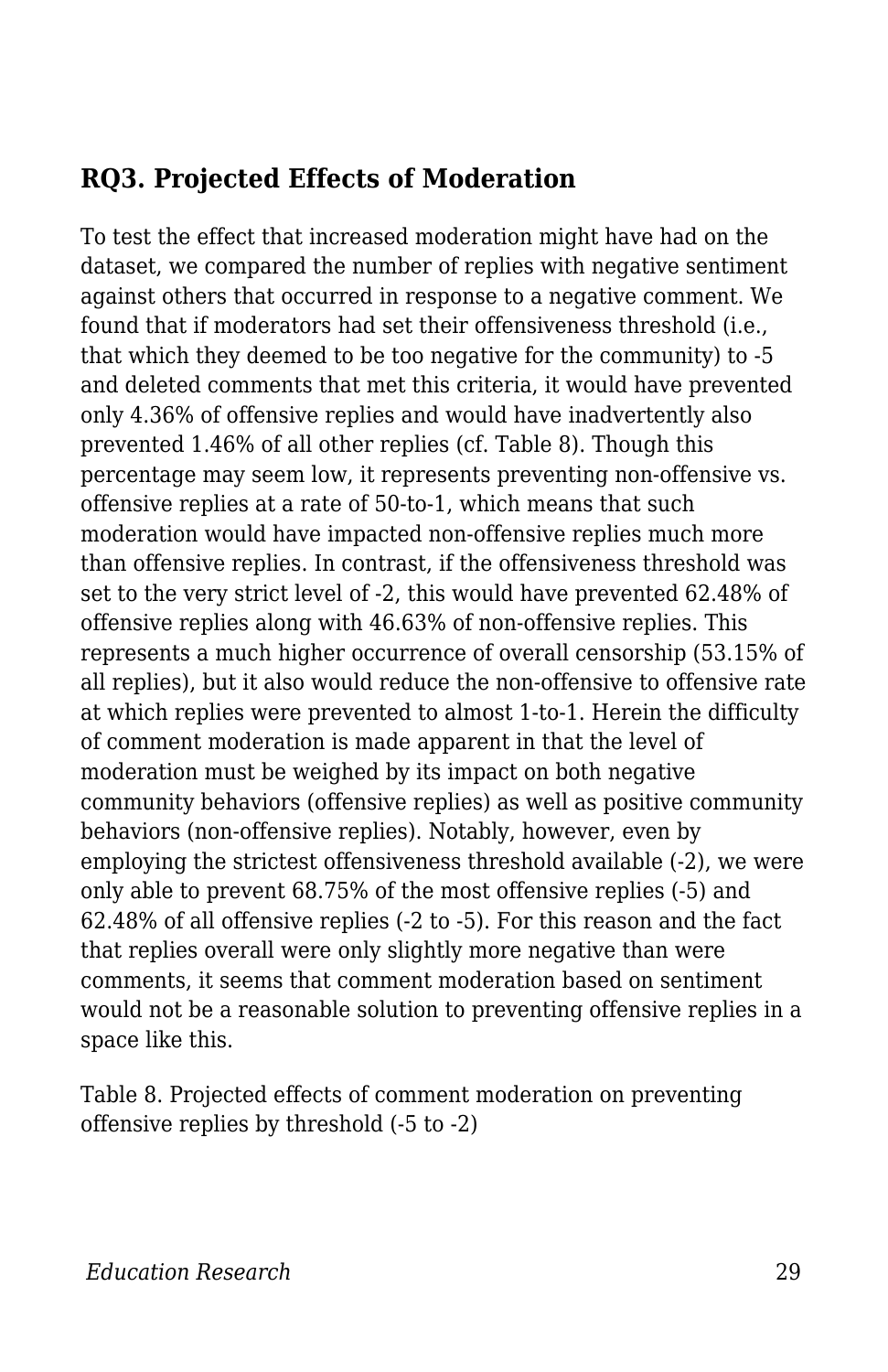## RQ3. Projected Effects of Moderation

To test the effect that increased moderation might have had on the dataset, we compared the number of replies with negative sentiment against others that occurred in response to a negative comment. We found that if moderators had set their offensiveness threshold (i.e., that which they deemed to be too negative for the community) to -5 and deleted comments that met this criteria, it would have prevented only 4.36% of offensive replies and would have inadvertently also prevented 1.46% of all other replies (cf. Table 8). Though this percentage may seem low, it represents preventing non-offensive vs. offensive replies at a rate of 50-to-1, which means that such moderation would have impacted non-offensive replies much more than offensive replies. In contrast, if the offensiveness threshold was set to the very strict level of -2, this would have prevented 62.48% of offensive replies along with 46.63% of non-offensive replies. This represents a much higher occurrence of overall censorship (53.15% of all replies), but it also would reduce the non-offensive to offensive rate at which replies were prevented to almost 1-to-1. Herein the difficulty of comment moderation is made apparent in that the level of moderation must be weighed by its impact on both negative community behaviors (offensive replies) as well as positive community behaviors (non-offensive replies). Notably, however, even by employing the strictest offensiveness threshold available (-2), we were only able to prevent 68.75% of the most offensive replies (-5) and 62.48% of all offensive replies (-2 to -5). For this reason and the fact that replies overall were only slightly more negative than were comments, it seems that comment moderation based on sentiment would not be a reasonable solution to preventing offensive replies in a space like this.

Table 8. Projected effects of comment moderation on preventing offensive replies by threshold (-5 to -2)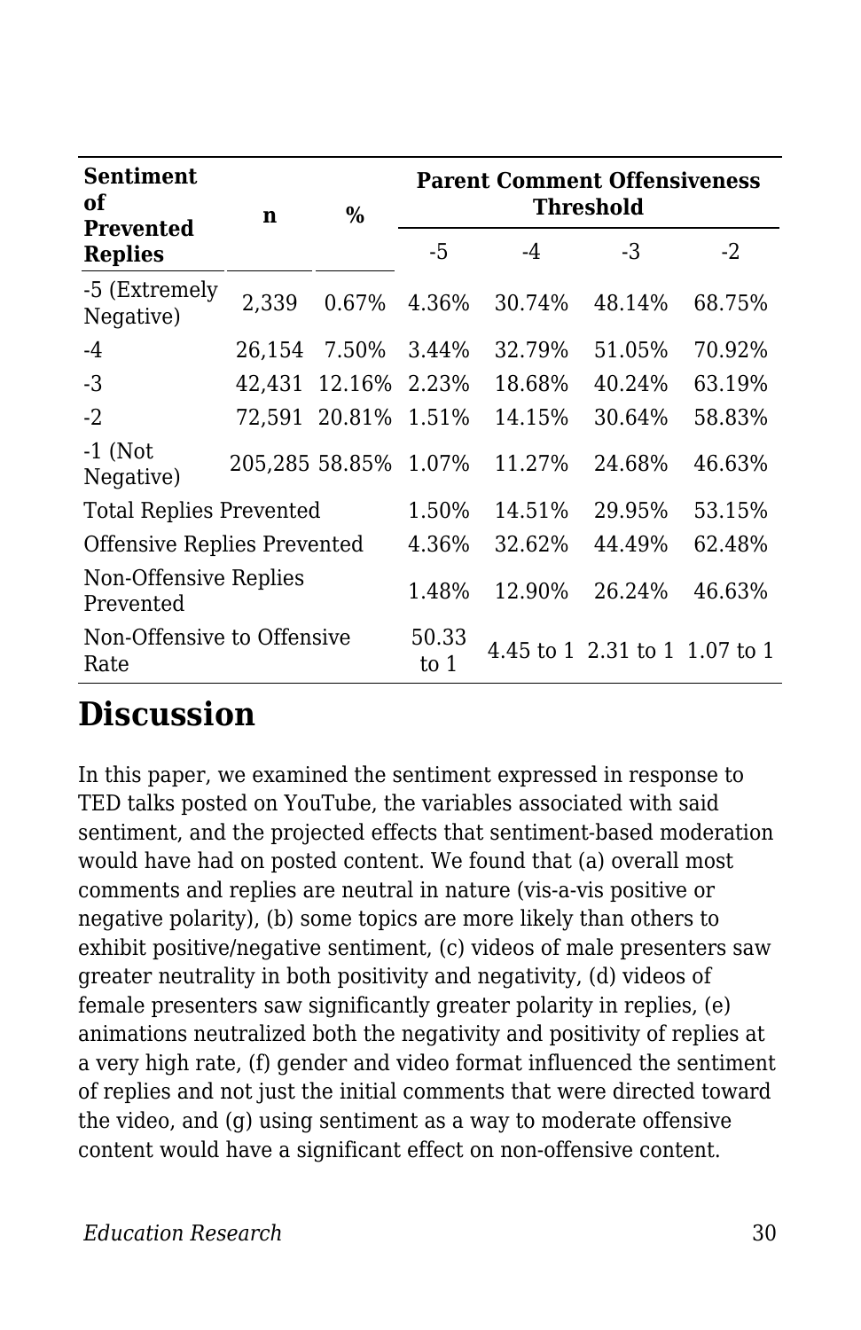| Sentiment of Prevented Replies | n | % | Parent Comment Offensiveness Threshold | | | |
|---|---|---|---|---|---|---|
| | | | -5 | -4 | -3 | -2 |
| -5 (Extremely Negative) | 2,339 | 0.67% | 4.36% | 30.74% | 48.14% | 68.75% |
| -4 | 26,154 | 7.50% | 3.44% | 32.79% | 51.05% | 70.92% |
| -3 | 42,431 | 12.16% | 2.23% | 18.68% | 40.24% | 63.19% |
| -2 | 72,591 | 20.81% | 1.51% | 14.15% | 30.64% | 58.83% |
| -1 (Not Negative) | 205,285 | 58.85% | 1.07% | 11.27% | 24.68% | 46.63% |
| Total Replies Prevented | | | 1.50% | 14.51% | 29.95% | 53.15% |
| Offensive Replies Prevented | | | 4.36% | 32.62% | 44.49% | 62.48% |
| Non-Offensive Replies Prevented | | | 1.48% | 12.90% | 26.24% | 46.63% |
| Non-Offensive to Offensive Rate | | | 50.33 to 1 | 4.45 to 1 | 2.31 to 1 | 1.07 to 1 |

## Discussion

In this paper, we examined the sentiment expressed in response to TED talks posted on YouTube, the variables associated with said sentiment, and the projected effects that sentiment-based moderation would have had on posted content. We found that (a) overall most comments and replies are neutral in nature (vis-a-vis positive or negative polarity), (b) some topics are more likely than others to exhibit positive/negative sentiment, (c) videos of male presenters saw greater neutrality in both positivity and negativity, (d) videos of female presenters saw significantly greater polarity in replies, (e) animations neutralized both the negativity and positivity of replies at a very high rate, (f) gender and video format influenced the sentiment of replies and not just the initial comments that were directed toward the video, and (g) using sentiment as a way to moderate offensive content would have a significant effect on non-offensive content.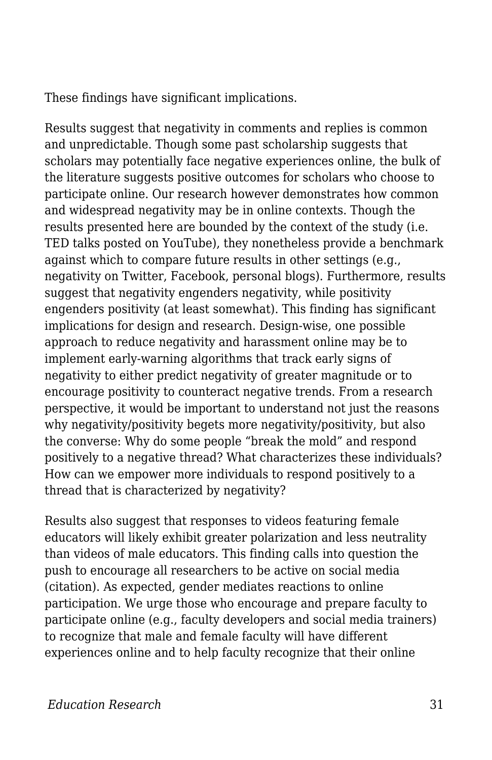These findings have significant implications.

Results suggest that negativity in comments and replies is common and unpredictable. Though some past scholarship suggests that scholars may potentially face negative experiences online, the bulk of the literature suggests positive outcomes for scholars who choose to participate online. Our research however demonstrates how common and widespread negativity may be in online contexts. Though the results presented here are bounded by the context of the study (i.e. TED talks posted on YouTube), they nonetheless provide a benchmark against which to compare future results in other settings (e.g., negativity on Twitter, Facebook, personal blogs). Furthermore, results suggest that negativity engenders negativity, while positivity engenders positivity (at least somewhat). This finding has significant implications for design and research. Design-wise, one possible approach to reduce negativity and harassment online may be to implement early-warning algorithms that track early signs of negativity to either predict negativity of greater magnitude or to encourage positivity to counteract negative trends. From a research perspective, it would be important to understand not just the reasons why negativity/positivity begets more negativity/positivity, but also the converse: Why do some people "break the mold" and respond positively to a negative thread? What characterizes these individuals? How can we empower more individuals to respond positively to a thread that is characterized by negativity?

Results also suggest that responses to videos featuring female educators will likely exhibit greater polarization and less neutrality than videos of male educators. This finding calls into question the push to encourage all researchers to be active on social media (citation). As expected, gender mediates reactions to online participation. We urge those who encourage and prepare faculty to participate online (e.g., faculty developers and social media trainers) to recognize that male and female faculty will have different experiences online and to help faculty recognize that their online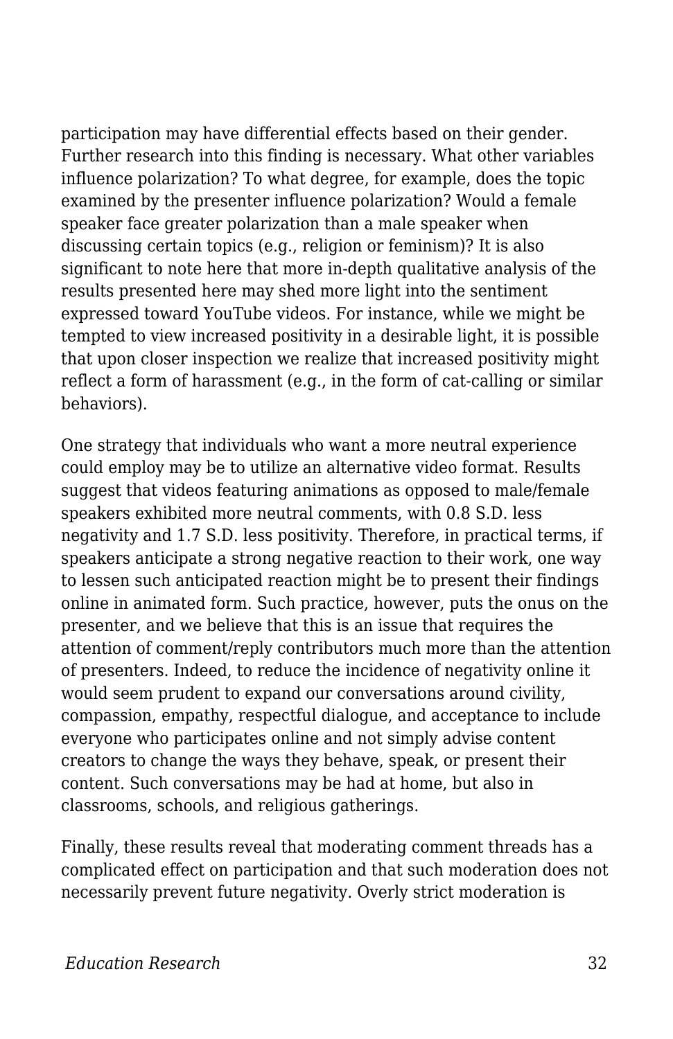participation may have differential effects based on their gender. Further research into this finding is necessary. What other variables influence polarization? To what degree, for example, does the topic examined by the presenter influence polarization? Would a female speaker face greater polarization than a male speaker when discussing certain topics (e.g., religion or feminism)? It is also significant to note here that more in-depth qualitative analysis of the results presented here may shed more light into the sentiment expressed toward YouTube videos. For instance, while we might be tempted to view increased positivity in a desirable light, it is possible that upon closer inspection we realize that increased positivity might reflect a form of harassment (e.g., in the form of cat-calling or similar behaviors).

One strategy that individuals who want a more neutral experience could employ may be to utilize an alternative video format. Results suggest that videos featuring animations as opposed to male/female speakers exhibited more neutral comments, with 0.8 S.D. less negativity and 1.7 S.D. less positivity. Therefore, in practical terms, if speakers anticipate a strong negative reaction to their work, one way to lessen such anticipated reaction might be to present their findings online in animated form. Such practice, however, puts the onus on the presenter, and we believe that this is an issue that requires the attention of comment/reply contributors much more than the attention of presenters. Indeed, to reduce the incidence of negativity online it would seem prudent to expand our conversations around civility, compassion, empathy, respectful dialogue, and acceptance to include everyone who participates online and not simply advise content creators to change the ways they behave, speak, or present their content. Such conversations may be had at home, but also in classrooms, schools, and religious gatherings.

Finally, these results reveal that moderating comment threads has a complicated effect on participation and that such moderation does not necessarily prevent future negativity. Overly strict moderation is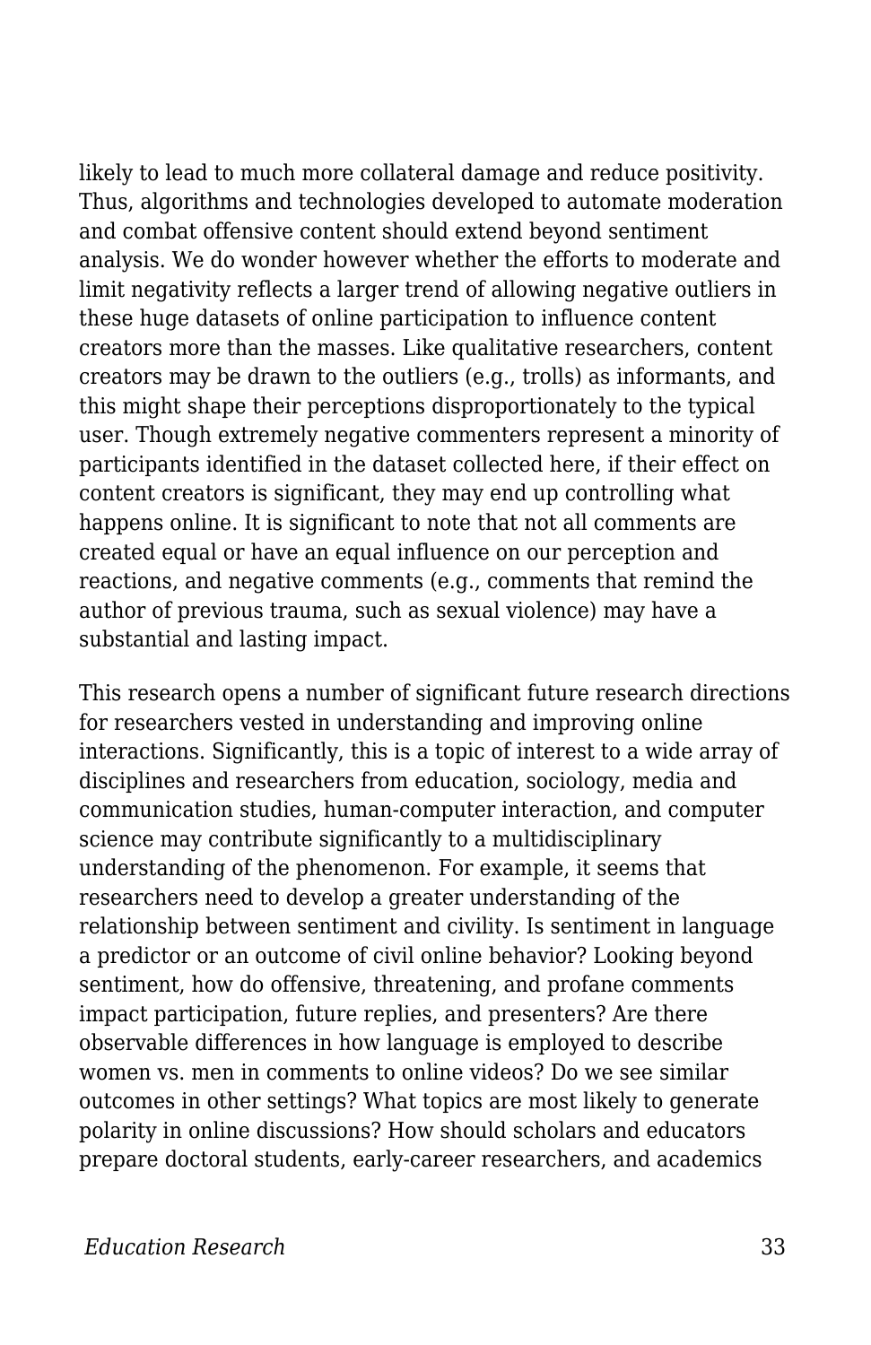likely to lead to much more collateral damage and reduce positivity. Thus, algorithms and technologies developed to automate moderation and combat offensive content should extend beyond sentiment analysis. We do wonder however whether the efforts to moderate and limit negativity reflects a larger trend of allowing negative outliers in these huge datasets of online participation to influence content creators more than the masses. Like qualitative researchers, content creators may be drawn to the outliers (e.g., trolls) as informants, and this might shape their perceptions disproportionately to the typical user. Though extremely negative commenters represent a minority of participants identified in the dataset collected here, if their effect on content creators is significant, they may end up controlling what happens online. It is significant to note that not all comments are created equal or have an equal influence on our perception and reactions, and negative comments (e.g., comments that remind the author of previous trauma, such as sexual violence) may have a substantial and lasting impact.

This research opens a number of significant future research directions for researchers vested in understanding and improving online interactions. Significantly, this is a topic of interest to a wide array of disciplines and researchers from education, sociology, media and communication studies, human-computer interaction, and computer science may contribute significantly to a multidisciplinary understanding of the phenomenon. For example, it seems that researchers need to develop a greater understanding of the relationship between sentiment and civility. Is sentiment in language a predictor or an outcome of civil online behavior? Looking beyond sentiment, how do offensive, threatening, and profane comments impact participation, future replies, and presenters? Are there observable differences in how language is employed to describe women vs. men in comments to online videos? Do we see similar outcomes in other settings? What topics are most likely to generate polarity in online discussions? How should scholars and educators prepare doctoral students, early-career researchers, and academics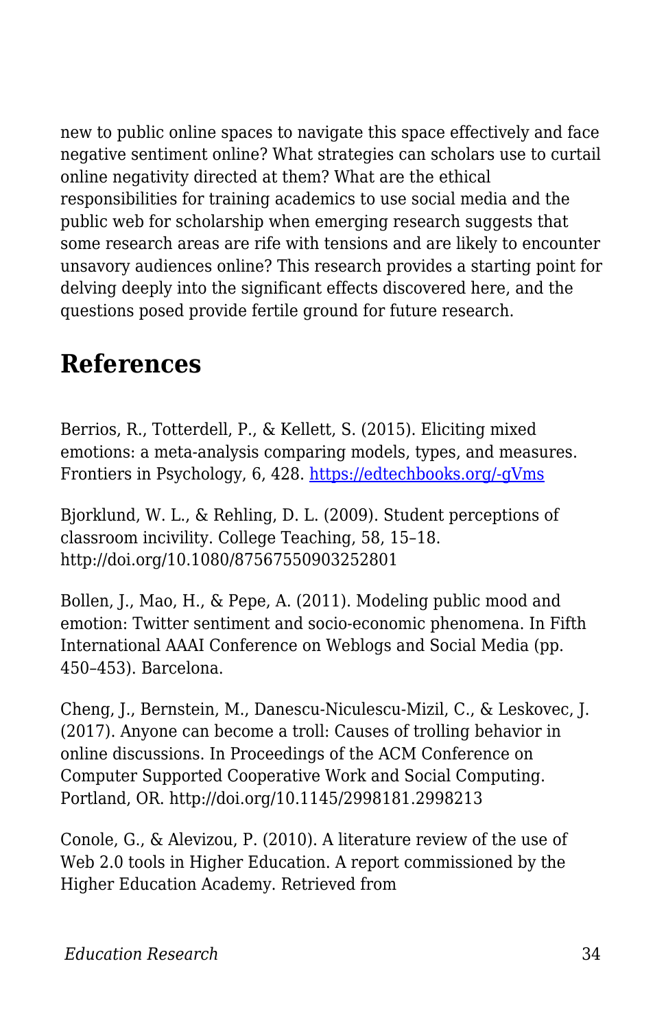new to public online spaces to navigate this space effectively and face negative sentiment online? What strategies can scholars use to curtail online negativity directed at them? What are the ethical responsibilities for training academics to use social media and the public web for scholarship when emerging research suggests that some research areas are rife with tensions and are likely to encounter unsavory audiences online? This research provides a starting point for delving deeply into the significant effects discovered here, and the questions posed provide fertile ground for future research.

## References

Berrios, R., Totterdell, P., & Kellett, S. (2015). Eliciting mixed emotions: a meta-analysis comparing models, types, and measures. Frontiers in Psychology, 6, 428. [https://edtechbooks.org/-gVms](https://edtechbooks.org/-gVms)

Bjorklund, W. L., & Rehling, D. L. (2009). Student perceptions of classroom incivility. College Teaching, 58, 15–18. http://doi.org/10.1080/87567550903252801

Bollen, J., Mao, H., & Pepe, A. (2011). Modeling public mood and emotion: Twitter sentiment and socio-economic phenomena. In Fifth International AAAI Conference on Weblogs and Social Media (pp. 450–453). Barcelona.

Cheng, J., Bernstein, M., Danescu-Niculescu-Mizil, C., & Leskovec, J. (2017). Anyone can become a troll: Causes of trolling behavior in online discussions. In Proceedings of the ACM Conference on Computer Supported Cooperative Work and Social Computing. Portland, OR. http://doi.org/10.1145/2998181.2998213

Conole, G., & Alevizou, P. (2010). A literature review of the use of Web 2.0 tools in Higher Education. A report commissioned by the Higher Education Academy. Retrieved from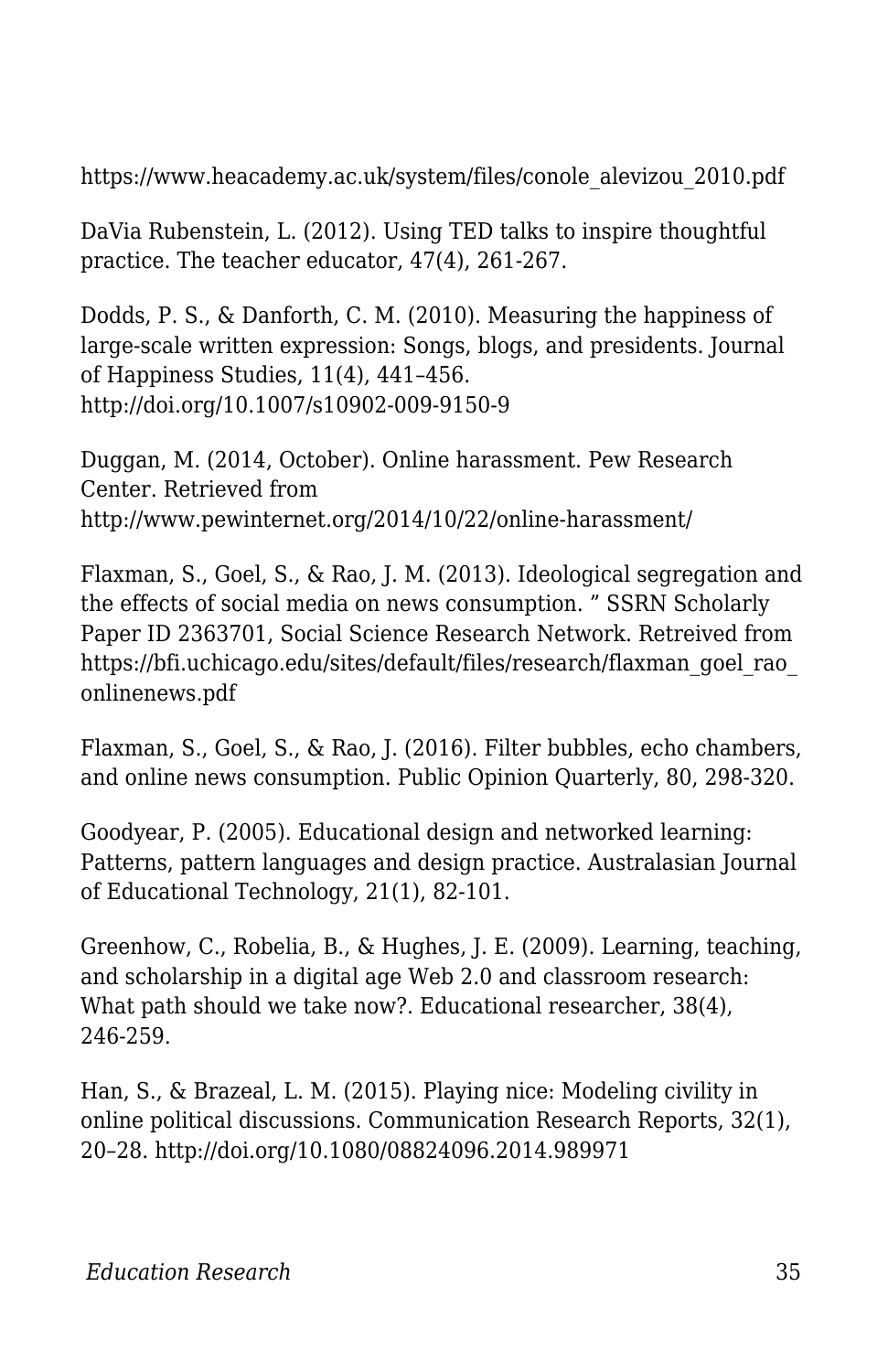https://www.heacademy.ac.uk/system/files/conole_alevizou_2010.pdf

DaVia Rubenstein, L. (2012). Using TED talks to inspire thoughtful practice. The teacher educator, 47(4), 261-267.

Dodds, P. S., & Danforth, C. M. (2010). Measuring the happiness of large-scale written expression: Songs, blogs, and presidents. Journal of Happiness Studies, 11(4), 441–456. http://doi.org/10.1007/s10902-009-9150-9

Duggan, M. (2014, October). Online harassment. Pew Research Center. Retrieved from http://www.pewinternet.org/2014/10/22/online-harassment/

Flaxman, S., Goel, S., & Rao, J. M. (2013). Ideological segregation and the effects of social media on news consumption. " SSRN Scholarly Paper ID 2363701, Social Science Research Network. Retreived from https://bfi.uchicago.edu/sites/default/files/research/flaxman_goel_rao_onlinenews.pdf

Flaxman, S., Goel, S., & Rao, J. (2016). Filter bubbles, echo chambers, and online news consumption. Public Opinion Quarterly, 80, 298-320.

Goodyear, P. (2005). Educational design and networked learning: Patterns, pattern languages and design practice. Australasian Journal of Educational Technology, 21(1), 82-101.

Greenhow, C., Robelia, B., & Hughes, J. E. (2009). Learning, teaching, and scholarship in a digital age Web 2.0 and classroom research: What path should we take now?. Educational researcher, 38(4), 246-259.

Han, S., & Brazeal, L. M. (2015). Playing nice: Modeling civility in online political discussions. Communication Research Reports, 32(1), 20–28. http://doi.org/10.1080/08824096.2014.989971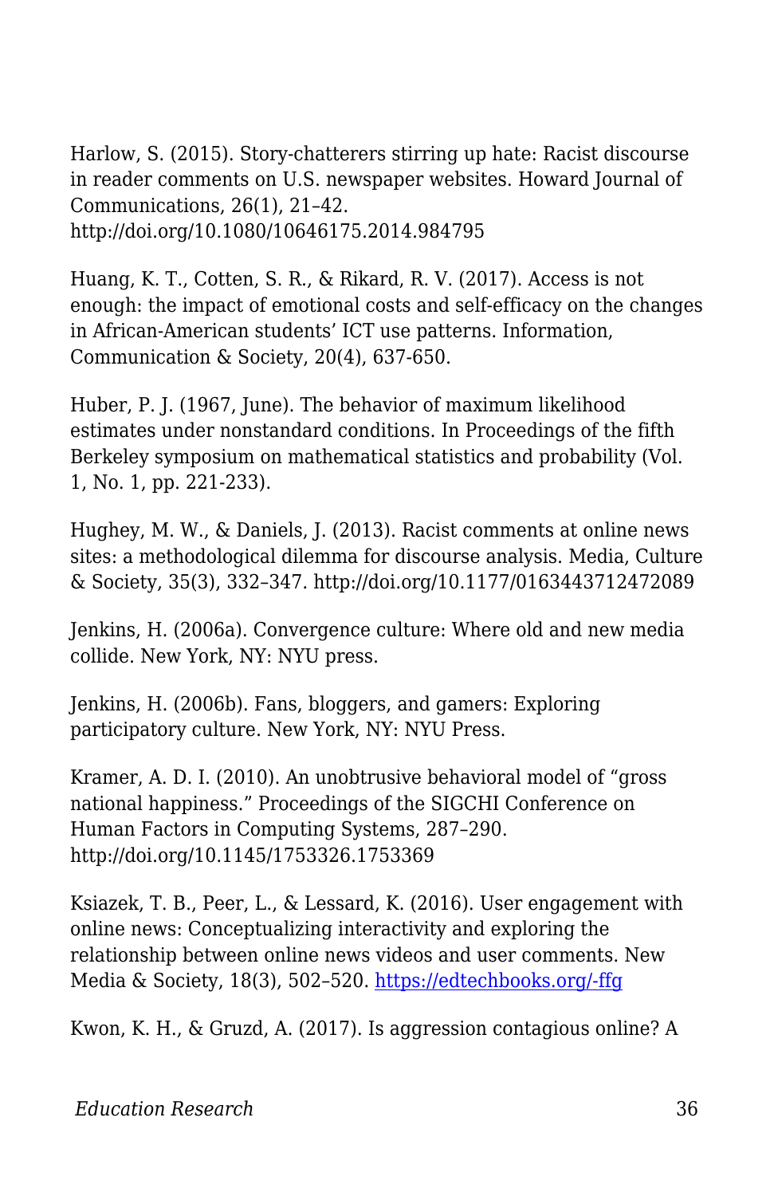Harlow, S. (2015). Story-chatterers stirring up hate: Racist discourse in reader comments on U.S. newspaper websites. Howard Journal of Communications, 26(1), 21–42. http://doi.org/10.1080/10646175.2014.984795

Huang, K. T., Cotten, S. R., & Rikard, R. V. (2017). Access is not enough: the impact of emotional costs and self-efficacy on the changes in African-American students' ICT use patterns. Information, Communication & Society, 20(4), 637-650.

Huber, P. J. (1967, June). The behavior of maximum likelihood estimates under nonstandard conditions. In Proceedings of the fifth Berkeley symposium on mathematical statistics and probability (Vol. 1, No. 1, pp. 221-233).

Hughey, M. W., & Daniels, J. (2013). Racist comments at online news sites: a methodological dilemma for discourse analysis. Media, Culture & Society, 35(3), 332–347. http://doi.org/10.1177/0163443712472089

Jenkins, H. (2006a). Convergence culture: Where old and new media collide. New York, NY: NYU press.

Jenkins, H. (2006b). Fans, bloggers, and gamers: Exploring participatory culture. New York, NY: NYU Press.

Kramer, A. D. I. (2010). An unobtrusive behavioral model of "gross national happiness." Proceedings of the SIGCHI Conference on Human Factors in Computing Systems, 287–290. http://doi.org/10.1145/1753326.1753369

Ksiazek, T. B., Peer, L., & Lessard, K. (2016). User engagement with online news: Conceptualizing interactivity and exploring the relationship between online news videos and user comments. New Media & Society, 18(3), 502–520. [https://edtechbooks.org/-ffg](https://edtechbooks.org/-ffg)

Kwon, K. H., & Gruzd, A. (2017). Is aggression contagious online? A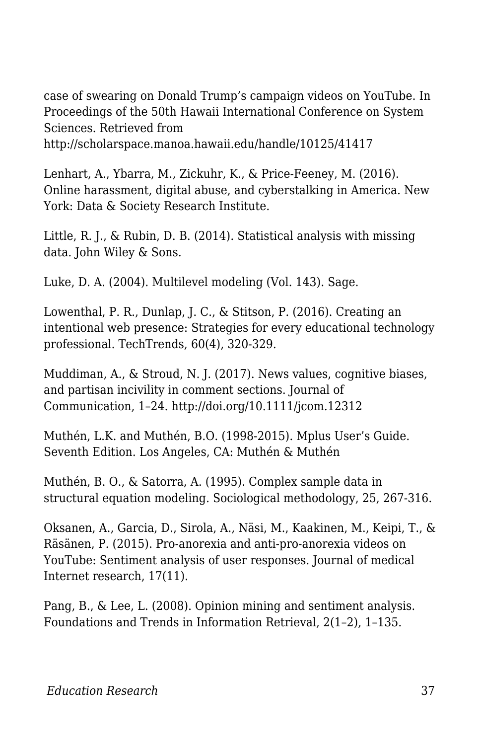case of swearing on Donald Trump’s campaign videos on YouTube. In Proceedings of the 50th Hawaii International Conference on System Sciences. Retrieved from http://scholarspace.manoa.hawaii.edu/handle/10125/41417

Lenhart, A., Ybarra, M., Zickuhr, K., & Price-Feeney, M. (2016). Online harassment, digital abuse, and cyberstalking in America. New York: Data & Society Research Institute.

Little, R. J., & Rubin, D. B. (2014). Statistical analysis with missing data. John Wiley & Sons.

Luke, D. A. (2004). Multilevel modeling (Vol. 143). Sage.

Lowenthal, P. R., Dunlap, J. C., & Stitson, P. (2016). Creating an intentional web presence: Strategies for every educational technology professional. TechTrends, 60(4), 320-329.

Muddiman, A., & Stroud, N. J. (2017). News values, cognitive biases, and partisan incivility in comment sections. Journal of Communication, 1–24. http://doi.org/10.1111/jcom.12312

Muthén, L.K. and Muthén, B.O. (1998-2015). Mplus User’s Guide. Seventh Edition. Los Angeles, CA: Muthén & Muthén

Muthén, B. O., & Satorra, A. (1995). Complex sample data in structural equation modeling. Sociological methodology, 25, 267-316.

Oksanen, A., Garcia, D., Sirola, A., Näsi, M., Kaakinen, M., Keipi, T., & Räsänen, P. (2015). Pro-anorexia and anti-pro-anorexia videos on YouTube: Sentiment analysis of user responses. Journal of medical Internet research, 17(11).

Pang, B., & Lee, L. (2008). Opinion mining and sentiment analysis. Foundations and Trends in Information Retrieval, 2(1–2), 1–135.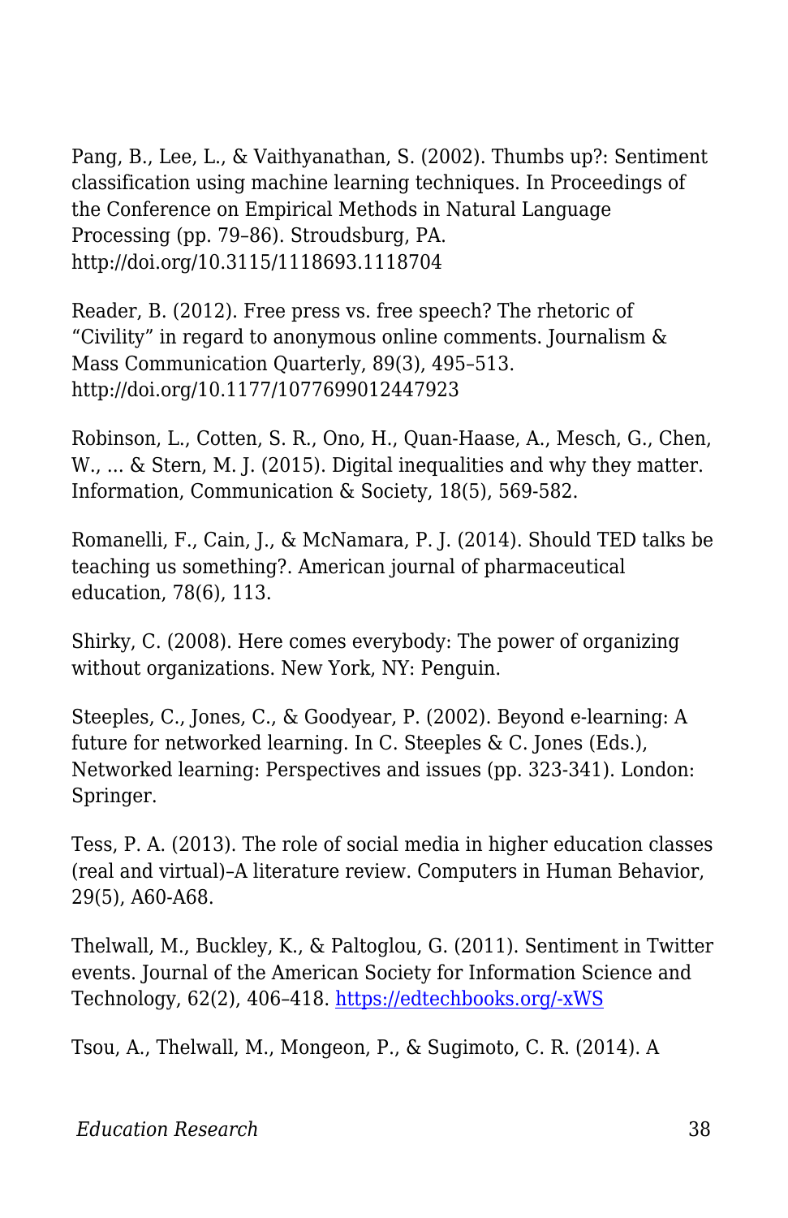Pang, B., Lee, L., & Vaithyanathan, S. (2002). Thumbs up?: Sentiment classification using machine learning techniques. In Proceedings of the Conference on Empirical Methods in Natural Language Processing (pp. 79–86). Stroudsburg, PA. http://doi.org/10.3115/1118693.1118704

Reader, B. (2012). Free press vs. free speech? The rhetoric of “Civility” in regard to anonymous online comments. Journalism & Mass Communication Quarterly, 89(3), 495–513. http://doi.org/10.1177/1077699012447923

Robinson, L., Cotten, S. R., Ono, H., Quan-Haase, A., Mesch, G., Chen, W., ... & Stern, M. J. (2015). Digital inequalities and why they matter. Information, Communication & Society, 18(5), 569-582.

Romanelli, F., Cain, J., & McNamara, P. J. (2014). Should TED talks be teaching us something?. American journal of pharmaceutical education, 78(6), 113.

Shirky, C. (2008). Here comes everybody: The power of organizing without organizations. New York, NY: Penguin.

Steeples, C., Jones, C., & Goodyear, P. (2002). Beyond e-learning: A future for networked learning. In C. Steeples & C. Jones (Eds.), Networked learning: Perspectives and issues (pp. 323-341). London: Springer.

Tess, P. A. (2013). The role of social media in higher education classes (real and virtual)–A literature review. Computers in Human Behavior, 29(5), A60-A68.

Thelwall, M., Buckley, K., & Paltoglou, G. (2011). Sentiment in Twitter events. Journal of the American Society for Information Science and Technology, 62(2), 406–418. [https://edtechbooks.org/-xWS](https://edtechbooks.org/-xWS)

Tsou, A., Thelwall, M., Mongeon, P., & Sugimoto, C. R. (2014). A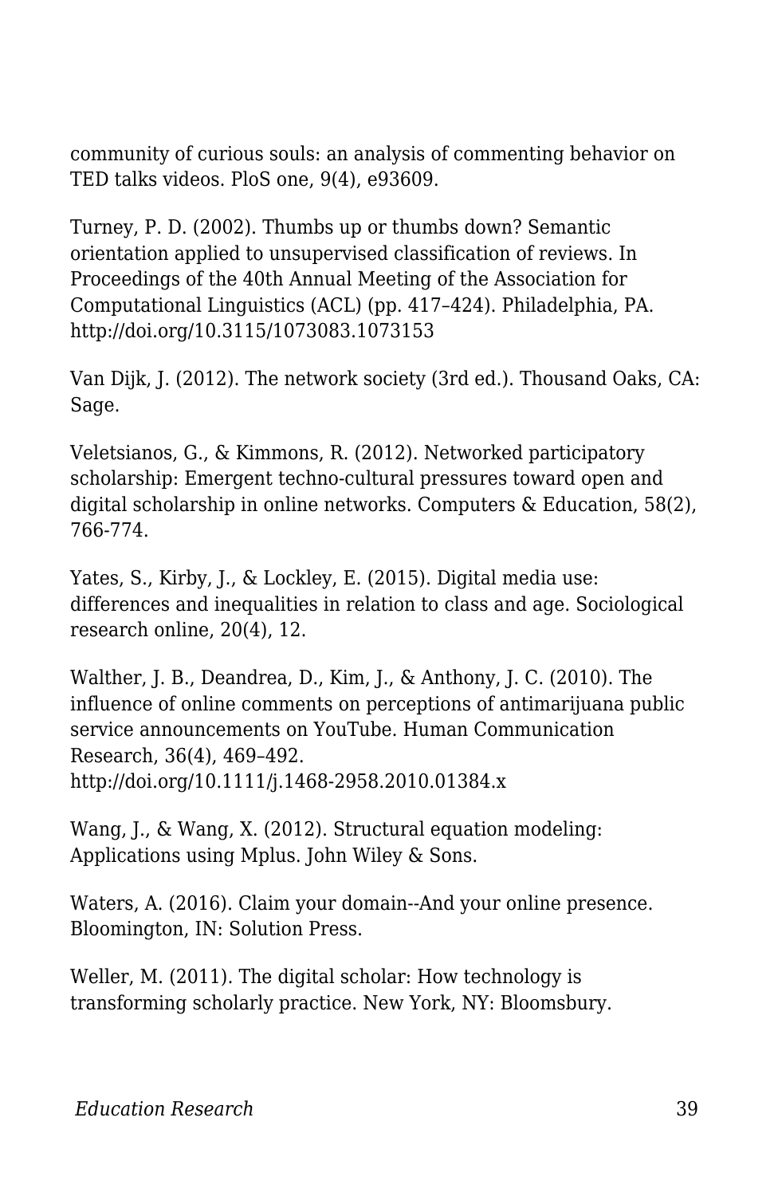community of curious souls: an analysis of commenting behavior on TED talks videos. PloS one, 9(4), e93609.

Turney, P. D. (2002). Thumbs up or thumbs down? Semantic orientation applied to unsupervised classification of reviews. In Proceedings of the 40th Annual Meeting of the Association for Computational Linguistics (ACL) (pp. 417–424). Philadelphia, PA. http://doi.org/10.3115/1073083.1073153

Van Dijk, J. (2012). The network society (3rd ed.). Thousand Oaks, CA: Sage.

Veletsianos, G., & Kimmons, R. (2012). Networked participatory scholarship: Emergent techno-cultural pressures toward open and digital scholarship in online networks. Computers & Education, 58(2), 766-774.

Yates, S., Kirby, J., & Lockley, E. (2015). Digital media use: differences and inequalities in relation to class and age. Sociological research online, 20(4), 12.

Walther, J. B., Deandrea, D., Kim, J., & Anthony, J. C. (2010). The influence of online comments on perceptions of antimarijuana public service announcements on YouTube. Human Communication Research, 36(4), 469–492. http://doi.org/10.1111/j.1468-2958.2010.01384.x

Wang, J., & Wang, X. (2012). Structural equation modeling: Applications using Mplus. John Wiley & Sons.

Waters, A. (2016). Claim your domain--And your online presence. Bloomington, IN: Solution Press.

Weller, M. (2011). The digital scholar: How technology is transforming scholarly practice. New York, NY: Bloomsbury.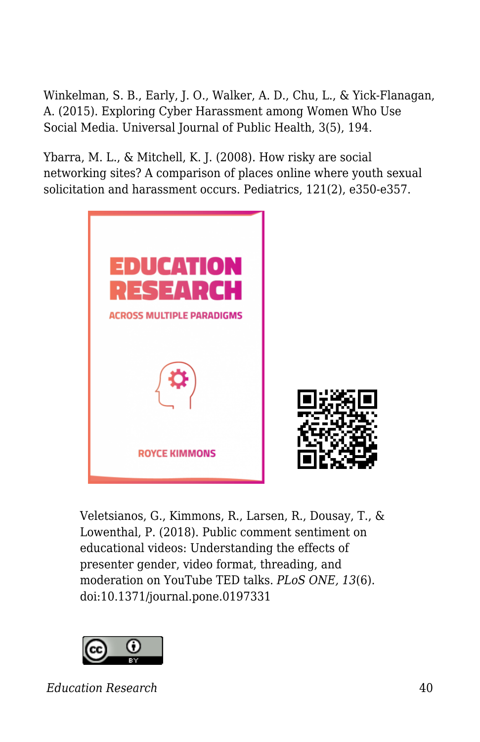Winkelman, S. B., Early, J. O., Walker, A. D., Chu, L., & Yick-Flanagan, A. (2015). Exploring Cyber Harassment among Women Who Use Social Media. Universal Journal of Public Health, 3(5), 194.

Ybarra, M. L., & Mitchell, K. J. (2008). How risky are social networking sites? A comparison of places online where youth sexual solicitation and harassment occurs. Pediatrics, 121(2), e350-e357.

Veletsianos, G., Kimmons, R., Larsen, R., Dousay, T., & Lowenthal, P. (2018). Public comment sentiment on educational videos: Understanding the effects of presenter gender, video format, threading, and moderation on YouTube TED talks. *PLoS ONE, 13*(6). doi:10.1371/journal.pone.0197331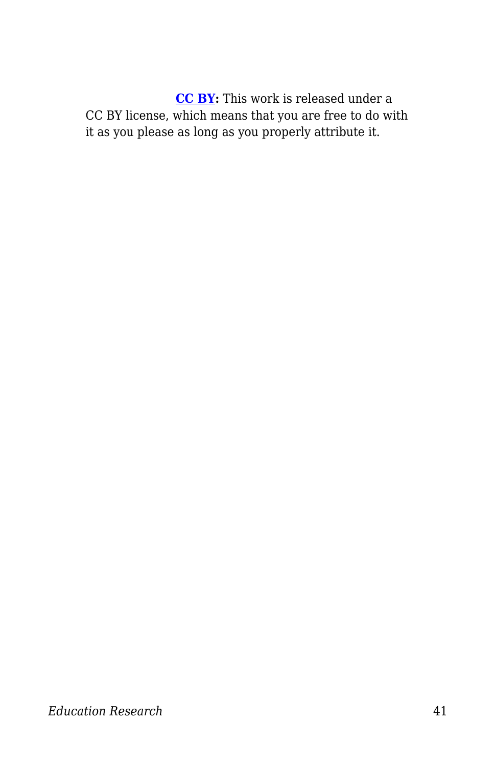**CC BY:** This work is released under a CC BY license, which means that you are free to do with it as you please as long as you properly attribute it.